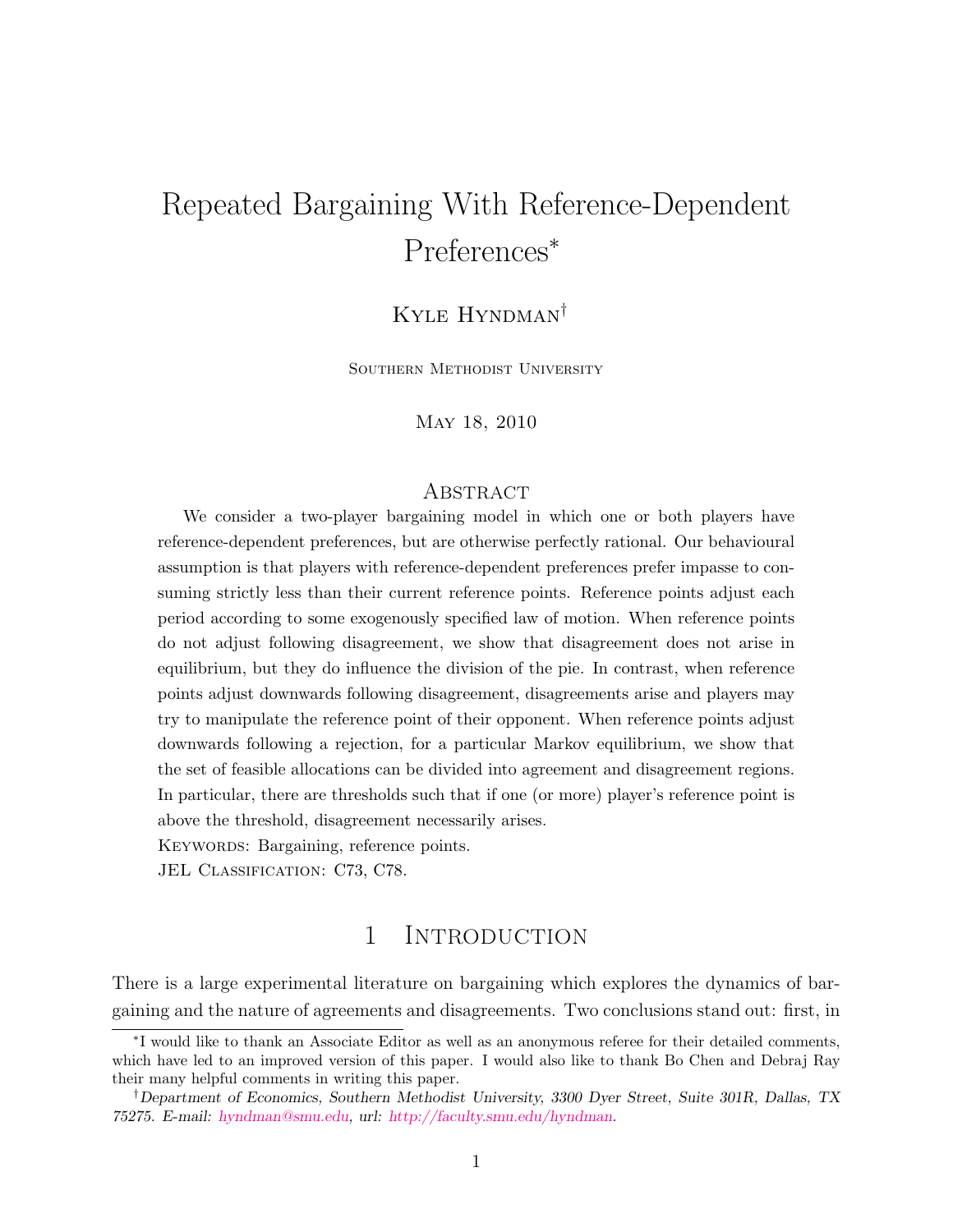# Repeated Bargaining With Reference-Dependent Preferences[*]

Kyle Hyndman[†]

Southern Methodist University

May 18, 2010

## Abstract

We consider a two-player bargaining model in which one or both players have reference-dependent preferences, but are otherwise perfectly rational. Our behavioural assumption is that players with reference-dependent preferences prefer impasse to consuming strictly less than their current reference points. Reference points adjust each period according to some exogenously specified law of motion. When reference points do not adjust following disagreement, we show that disagreement does not arise in equilibrium, but they do influence the division of the pie. In contrast, when reference points adjust downwards following disagreement, disagreements arise and players may try to manipulate the reference point of their opponent. When reference points adjust downwards following a rejection, for a particular Markov equilibrium, we show that the set of feasible allocations can be divided into agreement and disagreement regions. In particular, there are thresholds such that if one (or more) player's reference point is above the threshold, disagreement necessarily arises.

Keywords: Bargaining, reference points.

JEL Classification: C73, C78.

## 1 Introduction

There is a large experimental literature on bargaining which explores the dynamics of bargaining and the nature of agreements and disagreements. Two conclusions stand out: first, in

---

[*] I would like to thank an Associate Editor as well as an anonymous referee for their detailed comments, which have led to an improved version of this paper. I would also like to thank Bo Chen and Debraj Ray their many helpful comments in writing this paper.

[†] *Department of Economics, Southern Methodist University, 3300 Dyer Street, Suite 301R, Dallas, TX 75275. E-mail: hyndman@smu.edu, url: http://faculty.smu.edu/hyndman.*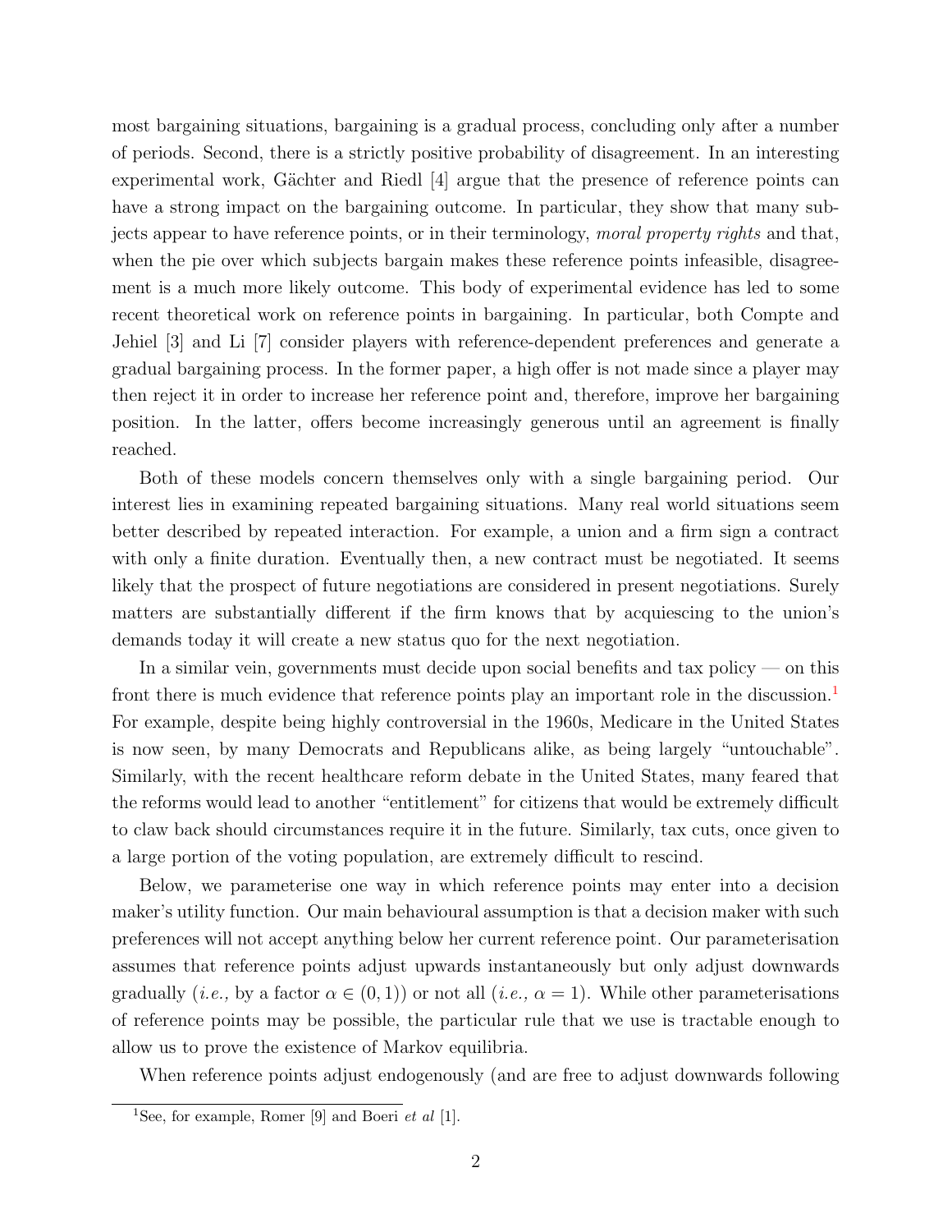most bargaining situations, bargaining is a gradual process, concluding only after a number of periods. Second, there is a strictly positive probability of disagreement. In an interesting experimental work, Gächter and Riedl [4] argue that the presence of reference points can have a strong impact on the bargaining outcome. In particular, they show that many subjects appear to have reference points, or in their terminology, *moral property rights* and that, when the pie over which subjects bargain makes these reference points infeasible, disagreement is a much more likely outcome. This body of experimental evidence has led to some recent theoretical work on reference points in bargaining. In particular, both Compte and Jehiel [3] and Li [7] consider players with reference-dependent preferences and generate a gradual bargaining process. In the former paper, a high offer is not made since a player may then reject it in order to increase her reference point and, therefore, improve her bargaining position. In the latter, offers become increasingly generous until an agreement is finally reached.

Both of these models concern themselves only with a single bargaining period. Our interest lies in examining repeated bargaining situations. Many real world situations seem better described by repeated interaction. For example, a union and a firm sign a contract with only a finite duration. Eventually then, a new contract must be negotiated. It seems likely that the prospect of future negotiations are considered in present negotiations. Surely matters are substantially different if the firm knows that by acquiescing to the union's demands today it will create a new status quo for the next negotiation.

In a similar vein, governments must decide upon social benefits and tax policy — on this front there is much evidence that reference points play an important role in the discussion.[1] For example, despite being highly controversial in the 1960s, Medicare in the United States is now seen, by many Democrats and Republicans alike, as being largely "untouchable". Similarly, with the recent healthcare reform debate in the United States, many feared that the reforms would lead to another "entitlement" for citizens that would be extremely difficult to claw back should circumstances require it in the future. Similarly, tax cuts, once given to a large portion of the voting population, are extremely difficult to rescind.

Below, we parameterise one way in which reference points may enter into a decision maker's utility function. Our main behavioural assumption is that a decision maker with such preferences will not accept anything below her current reference point. Our parameterisation assumes that reference points adjust upwards instantaneously but only adjust downwards gradually (*i.e.,* by a factor $\alpha \in (0, 1)$) or not all (*i.e.,* $\alpha = 1$). While other parameterisations of reference points may be possible, the particular rule that we use is tractable enough to allow us to prove the existence of Markov equilibria.

When reference points adjust endogenously (and are free to adjust downwards following

[1] See, for example, Romer [9] and Boeri *et al* [1].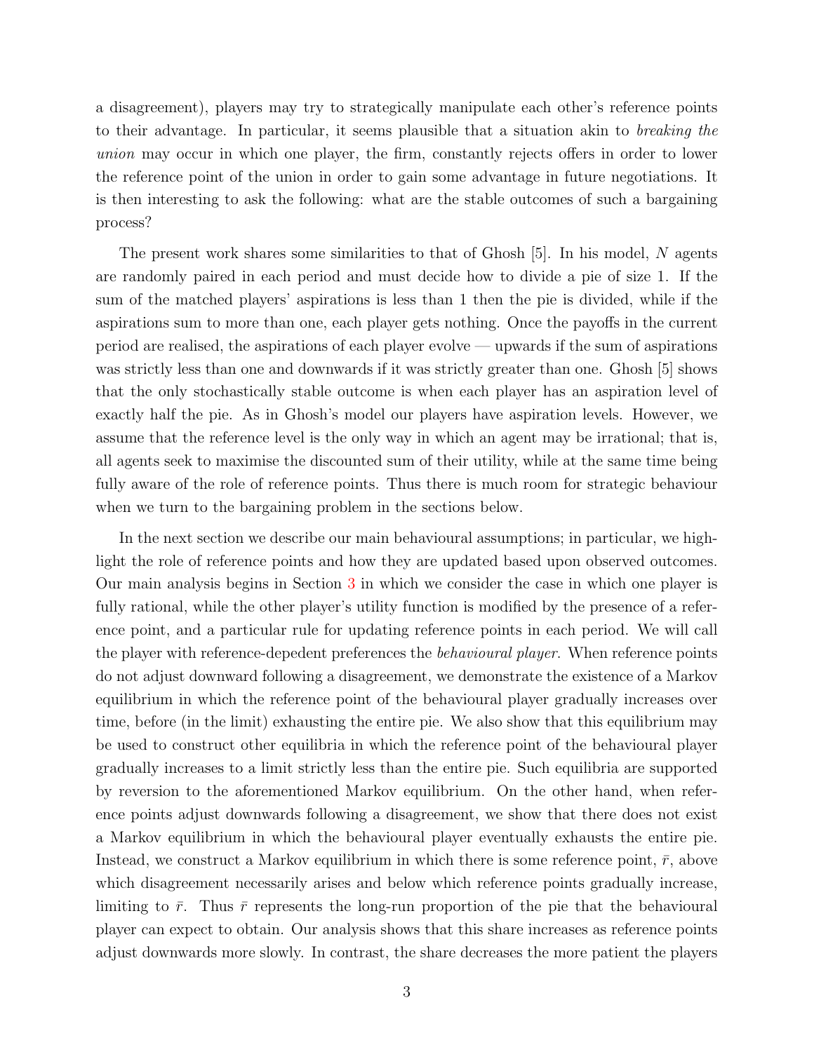a disagreement), players may try to strategically manipulate each other's reference points to their advantage. In particular, it seems plausible that a situation akin to *breaking the union* may occur in which one player, the firm, constantly rejects offers in order to lower the reference point of the union in order to gain some advantage in future negotiations. It is then interesting to ask the following: what are the stable outcomes of such a bargaining process?

The present work shares some similarities to that of Ghosh [5]. In his model, $N$ agents are randomly paired in each period and must decide how to divide a pie of size 1. If the sum of the matched players' aspirations is less than 1 then the pie is divided, while if the aspirations sum to more than one, each player gets nothing. Once the payoffs in the current period are realised, the aspirations of each player evolve — upwards if the sum of aspirations was strictly less than one and downwards if it was strictly greater than one. Ghosh [5] shows that the only stochastically stable outcome is when each player has an aspiration level of exactly half the pie. As in Ghosh's model our players have aspiration levels. However, we assume that the reference level is the only way in which an agent may be irrational; that is, all agents seek to maximise the discounted sum of their utility, while at the same time being fully aware of the role of reference points. Thus there is much room for strategic behaviour when we turn to the bargaining problem in the sections below.

In the next section we describe our main behavioural assumptions; in particular, we highlight the role of reference points and how they are updated based upon observed outcomes. Our main analysis begins in Section 3 in which we consider the case in which one player is fully rational, while the other player's utility function is modified by the presence of a reference point, and a particular rule for updating reference points in each period. We will call the player with reference-depedent preferences the *behavioural player*. When reference points do not adjust downward following a disagreement, we demonstrate the existence of a Markov equilibrium in which the reference point of the behavioural player gradually increases over time, before (in the limit) exhausting the entire pie. We also show that this equilibrium may be used to construct other equilibria in which the reference point of the behavioural player gradually increases to a limit strictly less than the entire pie. Such equilibria are supported by reversion to the aforementioned Markov equilibrium. On the other hand, when reference points adjust downwards following a disagreement, we show that there does not exist a Markov equilibrium in which the behavioural player eventually exhausts the entire pie. Instead, we construct a Markov equilibrium in which there is some reference point, $\bar{r}$, above which disagreement necessarily arises and below which reference points gradually increase, limiting to $\bar{r}$. Thus $\bar{r}$ represents the long-run proportion of the pie that the behavioural player can expect to obtain. Our analysis shows that this share increases as reference points adjust downwards more slowly. In contrast, the share decreases the more patient the players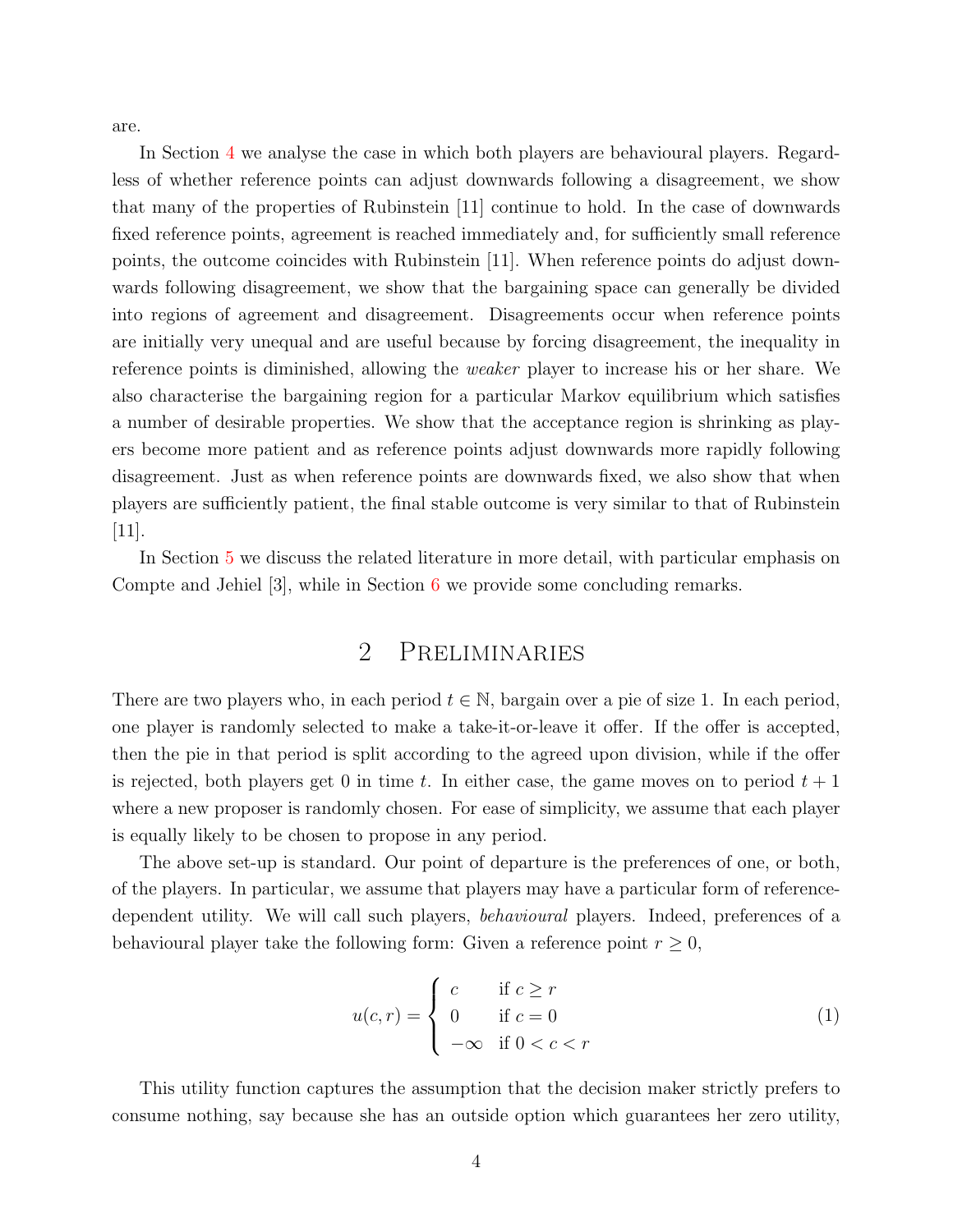are.

In Section 4 we analyse the case in which both players are behavioural players. Regardless of whether reference points can adjust downwards following a disagreement, we show that many of the properties of Rubinstein [11] continue to hold. In the case of downwards fixed reference points, agreement is reached immediately and, for sufficiently small reference points, the outcome coincides with Rubinstein [11]. When reference points do adjust downwards following disagreement, we show that the bargaining space can generally be divided into regions of agreement and disagreement. Disagreements occur when reference points are initially very unequal and are useful because by forcing disagreement, the inequality in reference points is diminished, allowing the *weaker* player to increase his or her share. We also characterise the bargaining region for a particular Markov equilibrium which satisfies a number of desirable properties. We show that the acceptance region is shrinking as players become more patient and as reference points adjust downwards more rapidly following disagreement. Just as when reference points are downwards fixed, we also show that when players are sufficiently patient, the final stable outcome is very similar to that of Rubinstein [11].

In Section 5 we discuss the related literature in more detail, with particular emphasis on Compte and Jehiel [3], while in Section 6 we provide some concluding remarks.

## 2 Preliminaries

There are two players who, in each period $t \in \mathbb{N}$, bargain over a pie of size 1. In each period, one player is randomly selected to make a take-it-or-leave it offer. If the offer is accepted, then the pie in that period is split according to the agreed upon division, while if the offer is rejected, both players get 0 in time $t$. In either case, the game moves on to period $t+1$ where a new proposer is randomly chosen. For ease of simplicity, we assume that each player is equally likely to be chosen to propose in any period.

The above set-up is standard. Our point of departure is the preferences of one, or both, of the players. In particular, we assume that players may have a particular form of reference-dependent utility. We will call such players, *behavioural* players. Indeed, preferences of a behavioural player take the following form: Given a reference point $r \geq 0$,

$$u(c,r) = \begin{cases} c & \text{if } c \geq r \\ 0 & \text{if } c = 0 \\ -\infty & \text{if } 0 < c < r \end{cases} \tag{1}$$

This utility function captures the assumption that the decision maker strictly prefers to consume nothing, say because she has an outside option which guarantees her zero utility,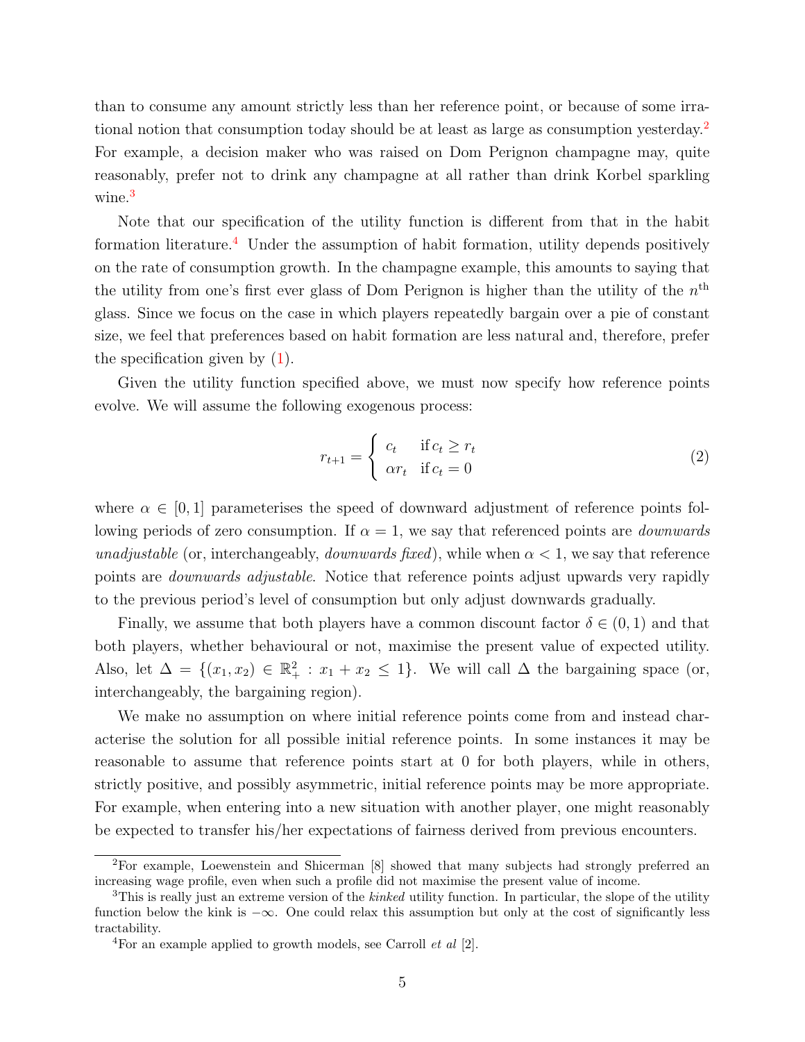than to consume any amount strictly less than her reference point, or because of some irrational notion that consumption today should be at least as large as consumption yesterday.[2] For example, a decision maker who was raised on Dom Perignon champagne may, quite reasonably, prefer not to drink any champagne at all rather than drink Korbel sparkling wine.[3]

Note that our specification of the utility function is different from that in the habit formation literature.[4] Under the assumption of habit formation, utility depends positively on the rate of consumption growth. In the champagne example, this amounts to saying that the utility from one's first ever glass of Dom Perignon is higher than the utility of the $n^{\text{th}}$ glass. Since we focus on the case in which players repeatedly bargain over a pie of constant size, we feel that preferences based on habit formation are less natural and, therefore, prefer the specification given by (1).

Given the utility function specified above, we must now specify how reference points evolve. We will assume the following exogenous process:

$$r_{t+1} = \begin{cases} c_t & \text{if } c_t \geq r_t \\ \alpha r_t & \text{if } c_t = 0 \end{cases} \tag{2}$$

where $\alpha \in [0, 1]$ parameterises the speed of downward adjustment of reference points following periods of zero consumption. If $\alpha = 1$, we say that referenced points are *downwards unadjustable* (or, interchangeably, *downwards fixed*), while when $\alpha < 1$, we say that reference points are *downwards adjustable*. Notice that reference points adjust upwards very rapidly to the previous period's level of consumption but only adjust downwards gradually.

Finally, we assume that both players have a common discount factor $\delta \in (0, 1)$ and that both players, whether behavioural or not, maximise the present value of expected utility. Also, let $\Delta = \{(x_1, x_2) \in \mathbb{R}^2_+ : x_1 + x_2 \leq 1\}$. We will call $\Delta$ the bargaining space (or, interchangeably, the bargaining region).

We make no assumption on where initial reference points come from and instead characterise the solution for all possible initial reference points. In some instances it may be reasonable to assume that reference points start at 0 for both players, while in others, strictly positive, and possibly asymmetric, initial reference points may be more appropriate. For example, when entering into a new situation with another player, one might reasonably be expected to transfer his/her expectations of fairness derived from previous encounters.

[2] For example, Loewenstein and Shicerman [8] showed that many subjects had strongly preferred an increasing wage profile, even when such a profile did not maximise the present value of income.

[3] This is really just an extreme version of the *kinked* utility function. In particular, the slope of the utility function below the kink is $-\infty$. One could relax this assumption but only at the cost of significantly less tractability.

[4] For an example applied to growth models, see Carroll *et al* [2].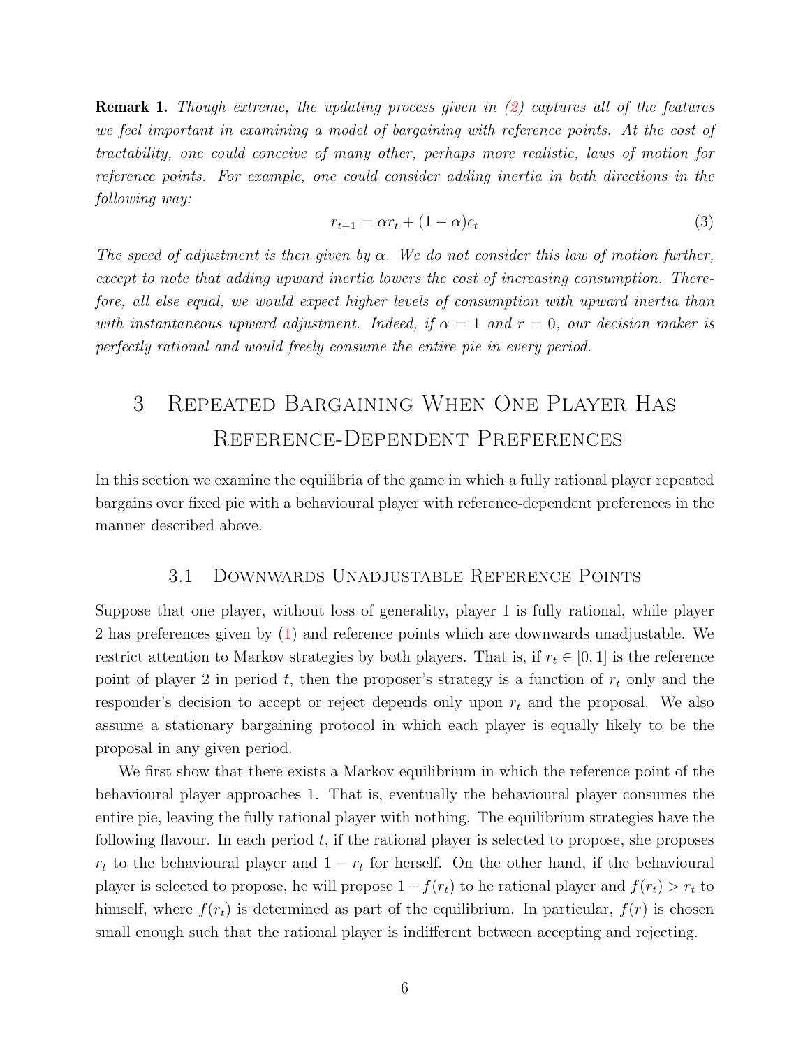**Remark 1.** *Though extreme, the updating process given in (2) captures all of the features we feel important in examining a model of bargaining with reference points. At the cost of tractability, one could conceive of many other, perhaps more realistic, laws of motion for reference points. For example, one could consider adding inertia in both directions in the following way:*

$$r_{t+1} = \alpha r_t + (1 - \alpha) c_t \tag{3}$$

*The speed of adjustment is then given by $\alpha$. We do not consider this law of motion further, except to note that adding upward inertia lowers the cost of increasing consumption. Therefore, all else equal, we would expect higher levels of consumption with upward inertia than with instantaneous upward adjustment. Indeed, if $\alpha = 1$ and $r = 0$, our decision maker is perfectly rational and would freely consume the entire pie in every period.*

# 3 Repeated Bargaining When One Player Has Reference-Dependent Preferences

In this section we examine the equilibria of the game in which a fully rational player repeated bargains over fixed pie with a behavioural player with reference-dependent preferences in the manner described above.

## 3.1 Downwards Unadjustable Reference Points

Suppose that one player, without loss of generality, player 1 is fully rational, while player 2 has preferences given by (1) and reference points which are downwards unadjustable. We restrict attention to Markov strategies by both players. That is, if $r_t \in [0, 1]$ is the reference point of player 2 in period $t$, then the proposer's strategy is a function of $r_t$ only and the responder's decision to accept or reject depends only upon $r_t$ and the proposal. We also assume a stationary bargaining protocol in which each player is equally likely to be the proposal in any given period.

We first show that there exists a Markov equilibrium in which the reference point of the behavioural player approaches 1. That is, eventually the behavioural player consumes the entire pie, leaving the fully rational player with nothing. The equilibrium strategies have the following flavour. In each period $t$, if the rational player is selected to propose, she proposes $r_t$ to the behavioural player and $1 - r_t$ for herself. On the other hand, if the behavioural player is selected to propose, he will propose $1 - f(r_t)$ to he rational player and $f(r_t) > r_t$ to himself, where $f(r_t)$ is determined as part of the equilibrium. In particular, $f(r)$ is chosen small enough such that the rational player is indifferent between accepting and rejecting.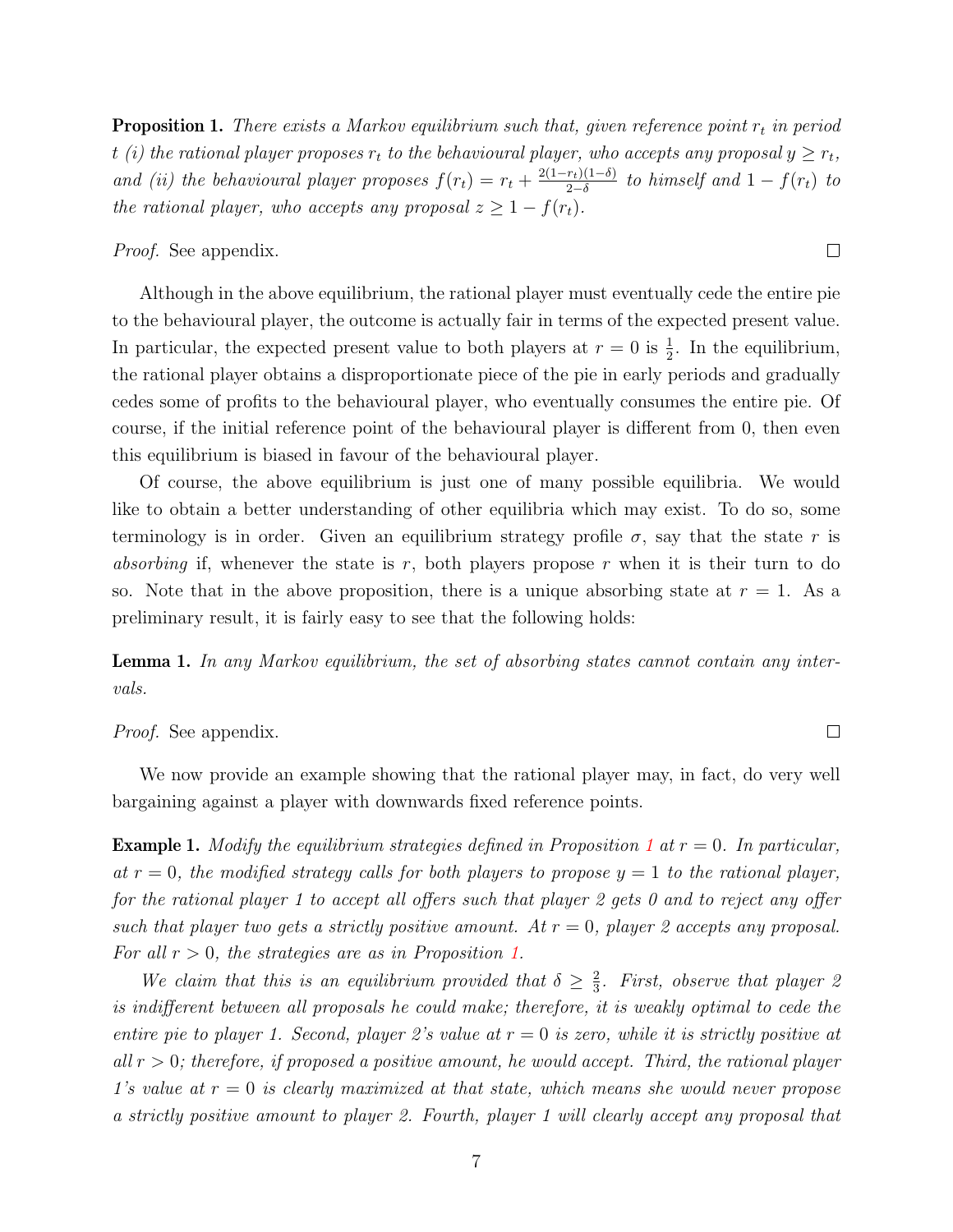**Proposition 1.** *There exists a Markov equilibrium such that, given reference point $r_t$ in period $t$ (i) the rational player proposes $r_t$ to the behavioural player, who accepts any proposal $y \geq r_t$, and (ii) the behavioural player proposes $f(r_t) = r_t + \frac{2(1-r_t)(1-\delta)}{2-\delta}$ to himself and $1 - f(r_t)$ to the rational player, who accepts any proposal $z \geq 1 - f(r_t)$.*

*Proof.* See appendix. □

Although in the above equilibrium, the rational player must eventually cede the entire pie to the behavioural player, the outcome is actually fair in terms of the expected present value. In particular, the expected present value to both players at $r = 0$ is $\frac{1}{2}$. In the equilibrium, the rational player obtains a disproportionate piece of the pie in early periods and gradually cedes some of profits to the behavioural player, who eventually consumes the entire pie. Of course, if the initial reference point of the behavioural player is different from 0, then even this equilibrium is biased in favour of the behavioural player.

Of course, the above equilibrium is just one of many possible equilibria. We would like to obtain a better understanding of other equilibria which may exist. To do so, some terminology is in order. Given an equilibrium strategy profile $\sigma$, say that the state $r$ is *absorbing* if, whenever the state is $r$, both players propose $r$ when it is their turn to do so. Note that in the above proposition, there is a unique absorbing state at $r = 1$. As a preliminary result, it is fairly easy to see that the following holds:

**Lemma 1.** *In any Markov equilibrium, the set of absorbing states cannot contain any intervals.*

*Proof.* See appendix. □

We now provide an example showing that the rational player may, in fact, do very well bargaining against a player with downwards fixed reference points.

**Example 1.** *Modify the equilibrium strategies defined in Proposition 1 at $r = 0$. In particular, at $r = 0$, the modified strategy calls for both players to propose $y = 1$ to the rational player, for the rational player 1 to accept all offers such that player 2 gets 0 and to reject any offer such that player two gets a strictly positive amount. At $r = 0$, player 2 accepts any proposal. For all $r > 0$, the strategies are as in Proposition 1.*

*We claim that this is an equilibrium provided that $\delta \geq \frac{2}{3}$. First, observe that player 2 is indifferent between all proposals he could make; therefore, it is weakly optimal to cede the entire pie to player 1. Second, player 2's value at $r = 0$ is zero, while it is strictly positive at all $r > 0$; therefore, if proposed a positive amount, he would accept. Third, the rational player 1's value at $r = 0$ is clearly maximized at that state, which means she would never propose a strictly positive amount to player 2. Fourth, player 1 will clearly accept any proposal that*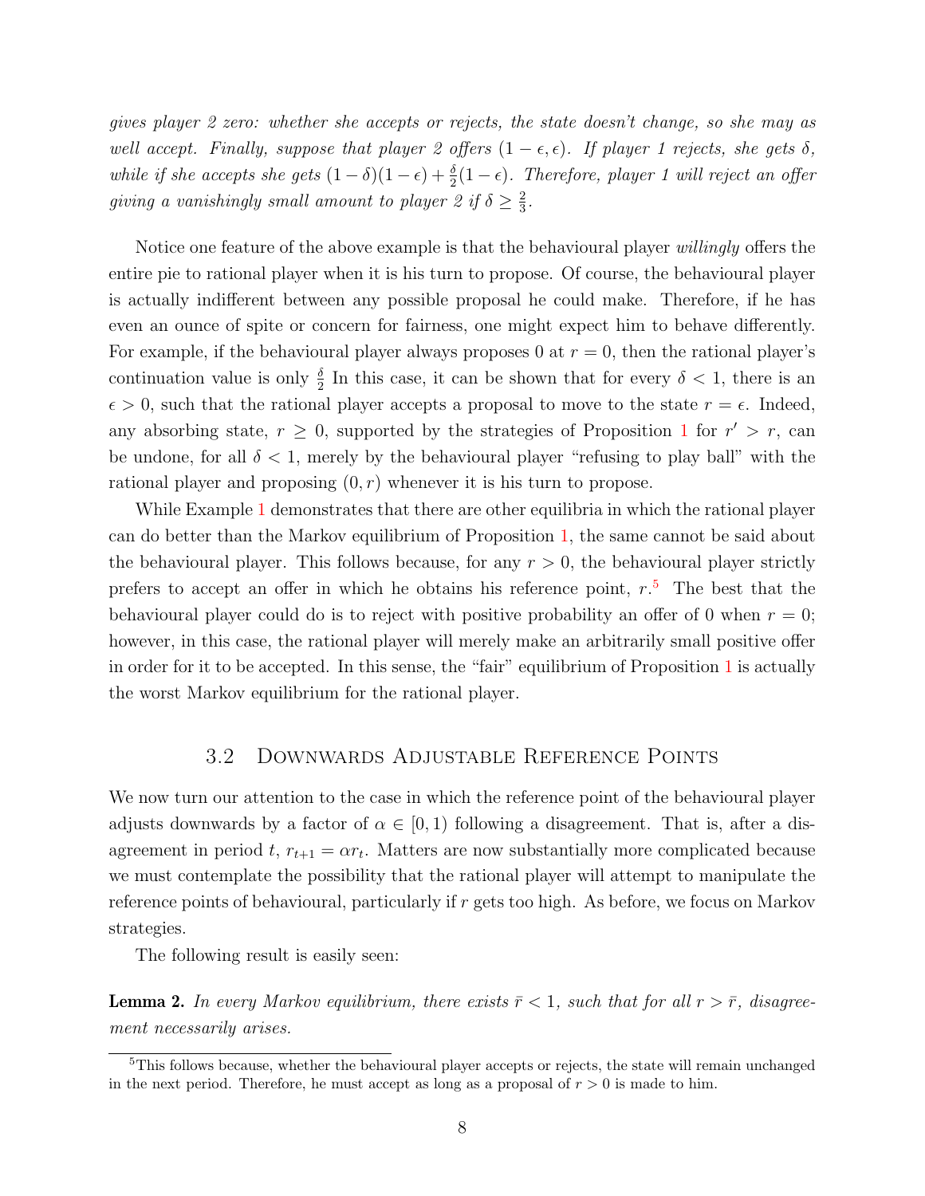*gives player 2 zero: whether she accepts or rejects, the state doesn't change, so she may as well accept. Finally, suppose that player 2 offers $(1-\epsilon, \epsilon)$. If player 1 rejects, she gets $\delta$, while if she accepts she gets $(1-\delta)(1-\epsilon) + \frac{\delta}{2}(1-\epsilon)$. Therefore, player 1 will reject an offer giving a vanishingly small amount to player 2 if $\delta \geq \frac{2}{3}$.*

Notice one feature of the above example is that the behavioural player *willingly* offers the entire pie to rational player when it is his turn to propose. Of course, the behavioural player is actually indifferent between any possible proposal he could make. Therefore, if he has even an ounce of spite or concern for fairness, one might expect him to behave differently. For example, if the behavioural player always proposes 0 at $r = 0$, then the rational player's continuation value is only $\frac{\delta}{2}$ In this case, it can be shown that for every $\delta < 1$, there is an $\epsilon > 0$, such that the rational player accepts a proposal to move to the state $r = \epsilon$. Indeed, any absorbing state, $r \geq 0$, supported by the strategies of Proposition 1 for $r' > r$, can be undone, for all $\delta < 1$, merely by the behavioural player "refusing to play ball" with the rational player and proposing $(0, r)$ whenever it is his turn to propose.

While Example 1 demonstrates that there are other equilibria in which the rational player can do better than the Markov equilibrium of Proposition 1, the same cannot be said about the behavioural player. This follows because, for any $r > 0$, the behavioural player strictly prefers to accept an offer in which he obtains his reference point, $r$.[5] The best that the behavioural player could do is to reject with positive probability an offer of 0 when $r = 0$; however, in this case, the rational player will merely make an arbitrarily small positive offer in order for it to be accepted. In this sense, the "fair" equilibrium of Proposition 1 is actually the worst Markov equilibrium for the rational player.

### 3.2 Downwards Adjustable Reference Points

We now turn our attention to the case in which the reference point of the behavioural player adjusts downwards by a factor of $\alpha \in [0, 1)$ following a disagreement. That is, after a disagreement in period $t$, $r_{t+1} = \alpha r_t$. Matters are now substantially more complicated because we must contemplate the possibility that the rational player will attempt to manipulate the reference points of behavioural, particularly if $r$ gets too high. As before, we focus on Markov strategies.

The following result is easily seen:

**Lemma 2.** *In every Markov equilibrium, there exists $\bar{r} < 1$, such that for all $r > \bar{r}$, disagreement necessarily arises.*

[5] This follows because, whether the behavioural player accepts or rejects, the state will remain unchanged in the next period. Therefore, he must accept as long as a proposal of $r > 0$ is made to him.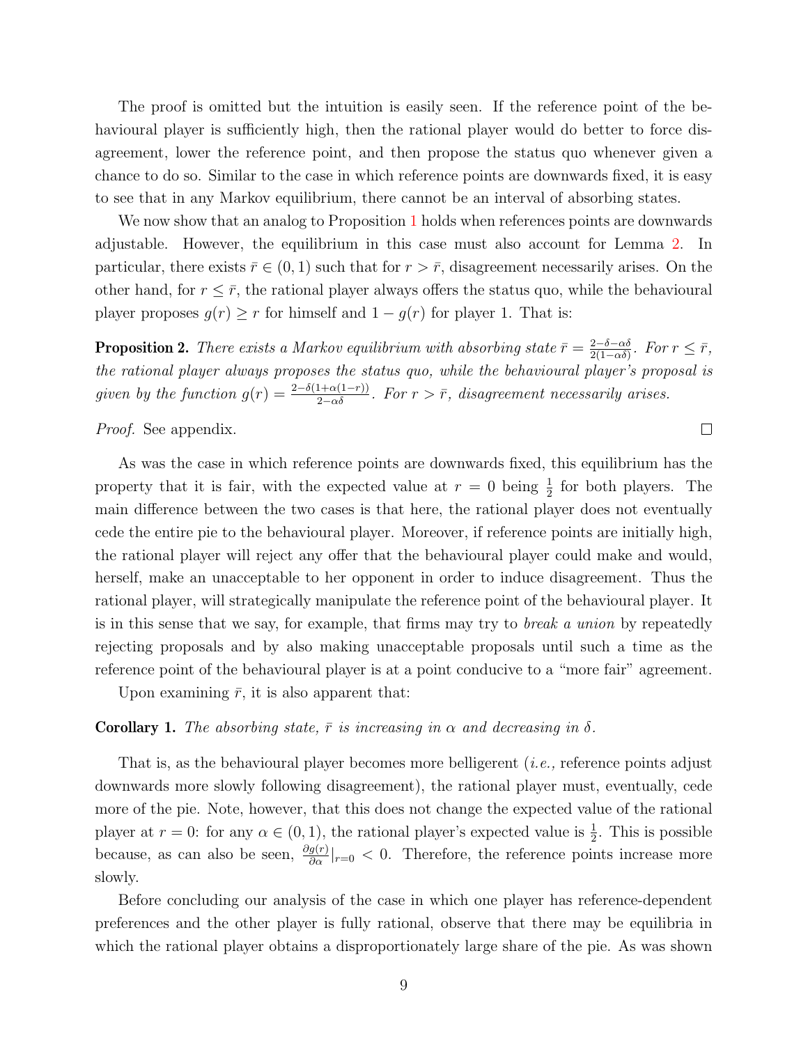The proof is omitted but the intuition is easily seen. If the reference point of the behavioural player is sufficiently high, then the rational player would do better to force disagreement, lower the reference point, and then propose the status quo whenever given a chance to do so. Similar to the case in which reference points are downwards fixed, it is easy to see that in any Markov equilibrium, there cannot be an interval of absorbing states.

We now show that an analog to Proposition 1 holds when references points are downwards adjustable. However, the equilibrium in this case must also account for Lemma 2. In particular, there exists $\bar{r} \in (0, 1)$ such that for $r > \bar{r}$, disagreement necessarily arises. On the other hand, for $r \leq \bar{r}$, the rational player always offers the status quo, while the behavioural player proposes $g(r) \geq r$ for himself and $1 - g(r)$ for player 1. That is:

**Proposition 2.** *There exists a Markov equilibrium with absorbing state $\bar{r} = \frac{2-\delta-\alpha\delta}{2(1-\alpha\delta)}$. For $r \leq \bar{r}$, the rational player always proposes the status quo, while the behavioural player's proposal is given by the function $g(r) = \frac{2-\delta(1+\alpha(1-r))}{2-\alpha\delta}$. For $r > \bar{r}$, disagreement necessarily arises.*

*Proof.* See appendix. □

As was the case in which reference points are downwards fixed, this equilibrium has the property that it is fair, with the expected value at $r = 0$ being $\frac{1}{2}$ for both players. The main difference between the two cases is that here, the rational player does not eventually cede the entire pie to the behavioural player. Moreover, if reference points are initially high, the rational player will reject any offer that the behavioural player could make and would, herself, make an unacceptable to her opponent in order to induce disagreement. Thus the rational player, will strategically manipulate the reference point of the behavioural player. It is in this sense that we say, for example, that firms may try to *break a union* by repeatedly rejecting proposals and by also making unacceptable proposals until such a time as the reference point of the behavioural player is at a point conducive to a "more fair" agreement.

Upon examining $\bar{r}$, it is also apparent that:

**Corollary 1.** *The absorbing state, $\bar{r}$ is increasing in $\alpha$ and decreasing in $\delta$.*

That is, as the behavioural player becomes more belligerent (*i.e.,* reference points adjust downwards more slowly following disagreement), the rational player must, eventually, cede more of the pie. Note, however, that this does not change the expected value of the rational player at $r = 0$: for any $\alpha \in (0, 1)$, the rational player's expected value is $\frac{1}{2}$. This is possible because, as can also be seen, $\frac{\partial g(r)}{\partial \alpha}|_{r=0} < 0$. Therefore, the reference points increase more slowly.

Before concluding our analysis of the case in which one player has reference-dependent preferences and the other player is fully rational, observe that there may be equilibria in which the rational player obtains a disproportionately large share of the pie. As was shown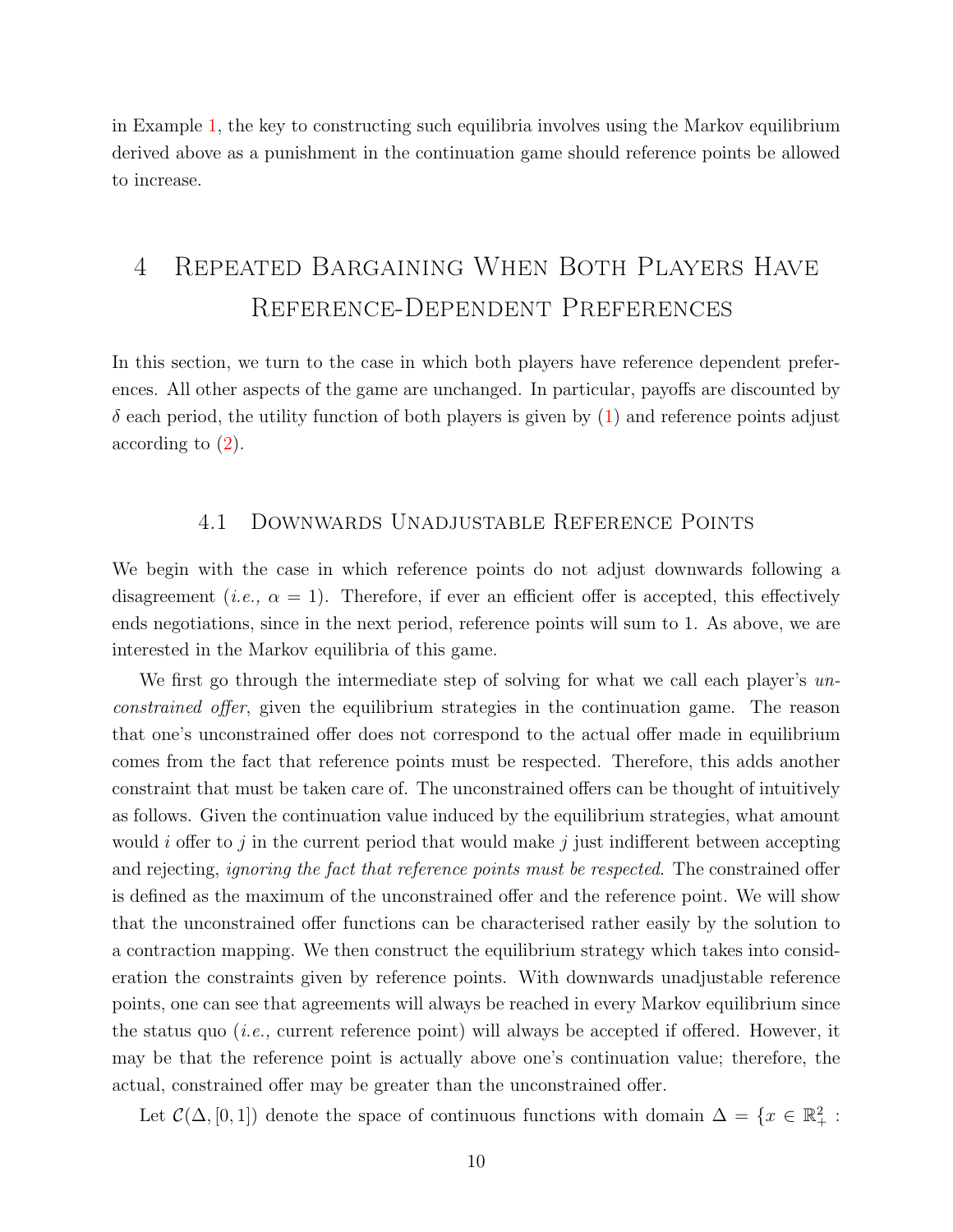in Example 1, the key to constructing such equilibria involves using the Markov equilibrium derived above as a punishment in the continuation game should reference points be allowed to increase.

# 4 Repeated Bargaining When Both Players Have Reference-Dependent Preferences

In this section, we turn to the case in which both players have reference dependent preferences. All other aspects of the game are unchanged. In particular, payoffs are discounted by $\delta$ each period, the utility function of both players is given by (1) and reference points adjust according to (2).

## 4.1 Downwards Unadjustable Reference Points

We begin with the case in which reference points do not adjust downwards following a disagreement (*i.e.,* $\alpha = 1$). Therefore, if ever an efficient offer is accepted, this effectively ends negotiations, since in the next period, reference points will sum to 1. As above, we are interested in the Markov equilibria of this game.

We first go through the intermediate step of solving for what we call each player's *unconstrained offer*, given the equilibrium strategies in the continuation game. The reason that one's unconstrained offer does not correspond to the actual offer made in equilibrium comes from the fact that reference points must be respected. Therefore, this adds another constraint that must be taken care of. The unconstrained offers can be thought of intuitively as follows. Given the continuation value induced by the equilibrium strategies, what amount would $i$ offer to $j$ in the current period that would make $j$ just indifferent between accepting and rejecting, *ignoring the fact that reference points must be respected*. The constrained offer is defined as the maximum of the unconstrained offer and the reference point. We will show that the unconstrained offer functions can be characterised rather easily by the solution to a contraction mapping. We then construct the equilibrium strategy which takes into consideration the constraints given by reference points. With downwards unadjustable reference points, one can see that agreements will always be reached in every Markov equilibrium since the status quo (*i.e.,* current reference point) will always be accepted if offered. However, it may be that the reference point is actually above one's continuation value; therefore, the actual, constrained offer may be greater than the unconstrained offer.

Let $\mathcal{C}(\Delta, [0, 1])$ denote the space of continuous functions with domain $\Delta = \{x \in \mathbb{R}^2_+ :$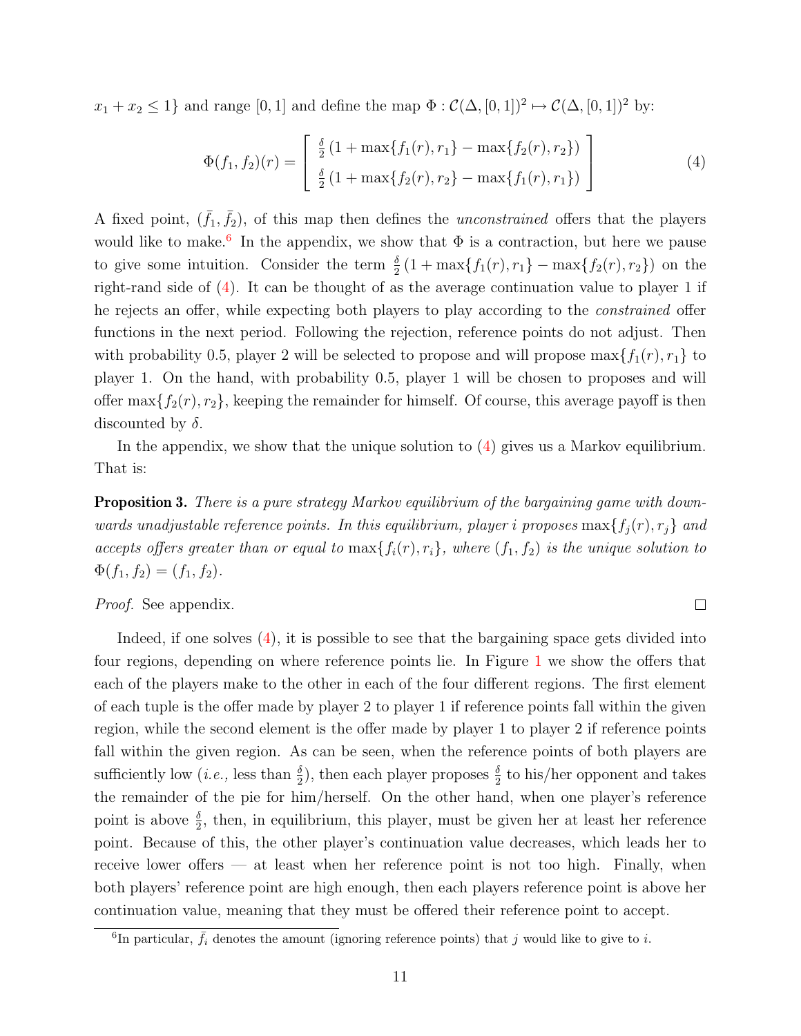$x_1 + x_2 \leq 1\}$ and range $[0,1]$ and define the map $\Phi : \mathcal{C}(\Delta, [0,1])^2 \mapsto \mathcal{C}(\Delta, [0,1])^2$ by:

$$\Phi(f_1, f_2)(r) = \begin{bmatrix} \frac{\delta}{2}\left(1 + \max\{f_1(r), r_1\} - \max\{f_2(r), r_2\}\right) \\ \frac{\delta}{2}\left(1 + \max\{f_2(r), r_2\} - \max\{f_1(r), r_1\}\right) \end{bmatrix} \tag{4}$$

A fixed point, $(\bar{f}_1, \bar{f}_2)$, of this map then defines the *unconstrained* offers that the players would like to make.[6] In the appendix, we show that $\Phi$ is a contraction, but here we pause to give some intuition. Consider the term $\frac{\delta}{2}\left(1 + \max\{f_1(r), r_1\} - \max\{f_2(r), r_2\}\right)$ on the right-rand side of (4). It can be thought of as the average continuation value to player 1 if he rejects an offer, while expecting both players to play according to the *constrained* offer functions in the next period. Following the rejection, reference points do not adjust. Then with probability 0.5, player 2 will be selected to propose and will propose $\max\{f_1(r), r_1\}$ to player 1. On the hand, with probability 0.5, player 1 will be chosen to proposes and will offer $\max\{f_2(r), r_2\}$, keeping the remainder for himself. Of course, this average payoff is then discounted by $\delta$.

In the appendix, we show that the unique solution to (4) gives us a Markov equilibrium. That is:

**Proposition 3.** *There is a pure strategy Markov equilibrium of the bargaining game with downwards unadjustable reference points. In this equilibrium, player $i$ proposes $\max\{f_j(r), r_j\}$ and accepts offers greater than or equal to $\max\{f_i(r), r_i\}$, where $(f_1, f_2)$ is the unique solution to $\Phi(f_1, f_2) = (f_1, f_2)$.*

*Proof.* See appendix. □

Indeed, if one solves (4), it is possible to see that the bargaining space gets divided into four regions, depending on where reference points lie. In Figure 1 we show the offers that each of the players make to the other in each of the four different regions. The first element of each tuple is the offer made by player 2 to player 1 if reference points fall within the given region, while the second element is the offer made by player 1 to player 2 if reference points fall within the given region. As can be seen, when the reference points of both players are sufficiently low (*i.e.,* less than $\frac{\delta}{2}$), then each player proposes $\frac{\delta}{2}$ to his/her opponent and takes the remainder of the pie for him/herself. On the other hand, when one player's reference point is above $\frac{\delta}{2}$, then, in equilibrium, this player, must be given her at least her reference point. Because of this, the other player's continuation value decreases, which leads her to receive lower offers — at least when her reference point is not too high. Finally, when both players' reference point are high enough, then each players reference point is above her continuation value, meaning that they must be offered their reference point to accept.

[6] In particular, $\bar{f}_i$ denotes the amount (ignoring reference points) that $j$ would like to give to $i$.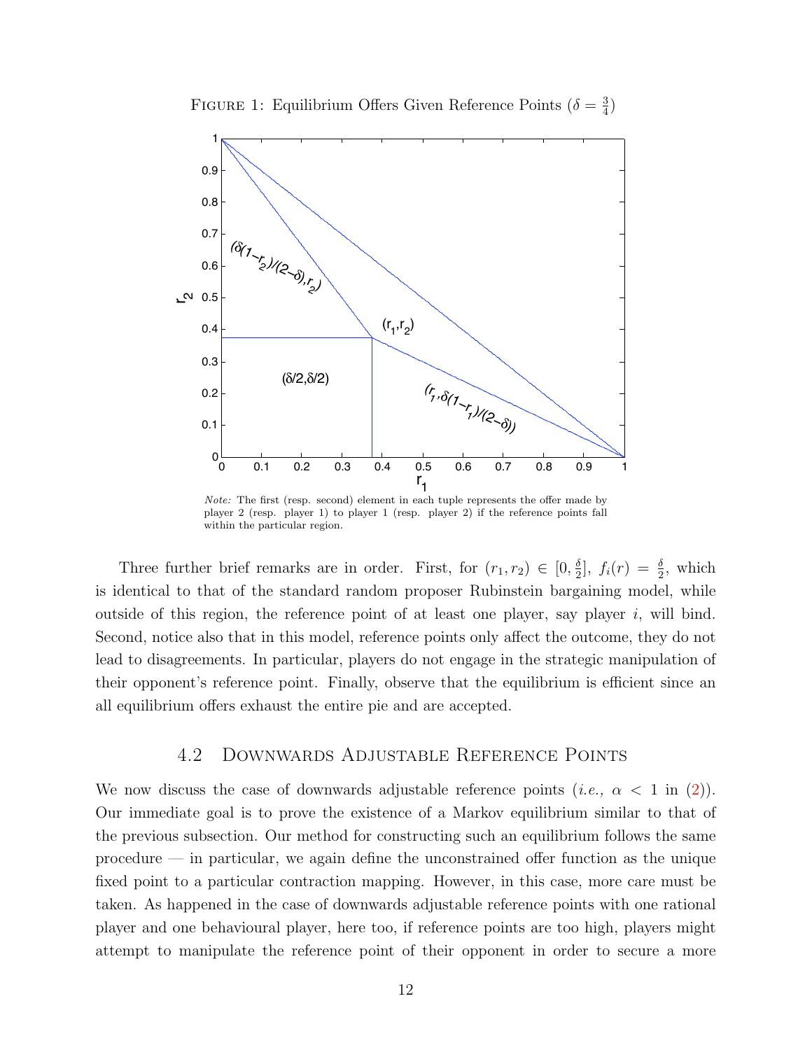Figure 1: Equilibrium Offers Given Reference Points ($\delta = \frac{3}{4}$)

*Note:* The first (resp. second) element in each tuple represents the offer made by player 2 (resp. player 1) to player 1 (resp. player 2) if the reference points fall within the particular region.

Three further brief remarks are in order. First, for $(r_1, r_2) \in [0, \frac{\delta}{2}]$, $f_i(r) = \frac{\delta}{2}$, which is identical to that of the standard random proposer Rubinstein bargaining model, while outside of this region, the reference point of at least one player, say player $i$, will bind. Second, notice also that in this model, reference points only affect the outcome, they do not lead to disagreements. In particular, players do not engage in the strategic manipulation of their opponent's reference point. Finally, observe that the equilibrium is efficient since an all equilibrium offers exhaust the entire pie and are accepted.

## 4.2 Downwards Adjustable Reference Points

We now discuss the case of downwards adjustable reference points (*i.e.,* $\alpha < 1$ in (2)). Our immediate goal is to prove the existence of a Markov equilibrium similar to that of the previous subsection. Our method for constructing such an equilibrium follows the same procedure — in particular, we again define the unconstrained offer function as the unique fixed point to a particular contraction mapping. However, in this case, more care must be taken. As happened in the case of downwards adjustable reference points with one rational player and one behavioural player, here too, if reference points are too high, players might attempt to manipulate the reference point of their opponent in order to secure a more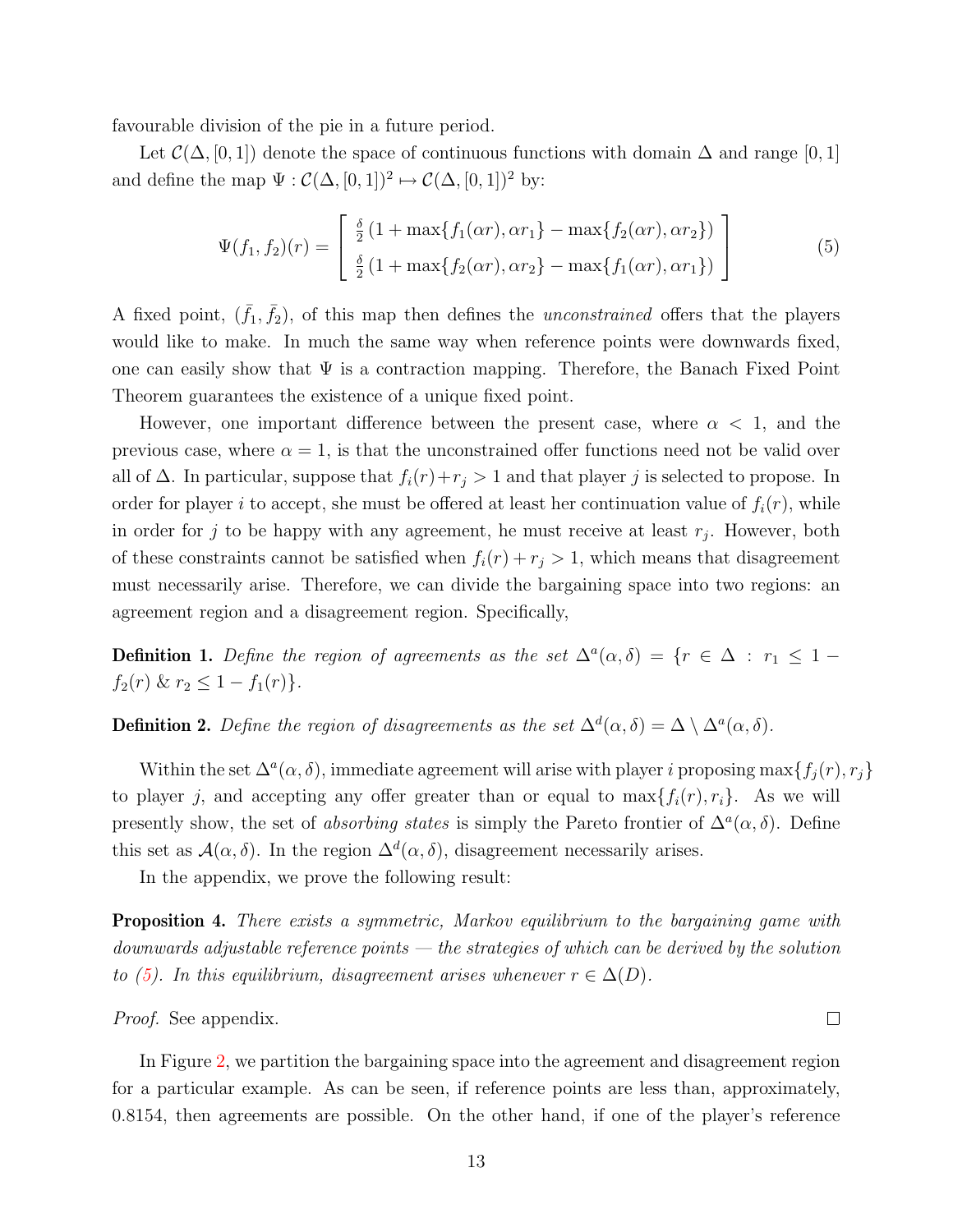favourable division of the pie in a future period.

Let $\mathcal{C}(\Delta, [0,1])$ denote the space of continuous functions with domain $\Delta$ and range $[0,1]$ and define the map $\Psi : \mathcal{C}(\Delta, [0,1])^2 \mapsto \mathcal{C}(\Delta, [0,1])^2$ by:

$$\Psi(f_1, f_2)(r) = \begin{bmatrix} \frac{\delta}{2}\left(1 + \max\{f_1(\alpha r), \alpha r_1\} - \max\{f_2(\alpha r), \alpha r_2\}\right) \\ \frac{\delta}{2}\left(1 + \max\{f_2(\alpha r), \alpha r_2\} - \max\{f_1(\alpha r), \alpha r_1\}\right) \end{bmatrix} \tag{5}$$

A fixed point, $(\bar{f}_1, \bar{f}_2)$, of this map then defines the *unconstrained* offers that the players would like to make. In much the same way when reference points were downwards fixed, one can easily show that $\Psi$ is a contraction mapping. Therefore, the Banach Fixed Point Theorem guarantees the existence of a unique fixed point.

However, one important difference between the present case, where $\alpha < 1$, and the previous case, where $\alpha = 1$, is that the unconstrained offer functions need not be valid over all of $\Delta$. In particular, suppose that $f_i(r) + r_j > 1$ and that player $j$ is selected to propose. In order for player $i$ to accept, she must be offered at least her continuation value of $f_i(r)$, while in order for $j$ to be happy with any agreement, he must receive at least $r_j$. However, both of these constraints cannot be satisfied when $f_i(r) + r_j > 1$, which means that disagreement must necessarily arise. Therefore, we can divide the bargaining space into two regions: an agreement region and a disagreement region. Specifically,

**Definition 1.** *Define the region of agreements as the set* $\Delta^a(\alpha, \delta) = \{r \in \Delta : r_1 \leq 1 - f_2(r) \ \& \ r_2 \leq 1 - f_1(r)\}$.

**Definition 2.** *Define the region of disagreements as the set* $\Delta^d(\alpha, \delta) = \Delta \setminus \Delta^a(\alpha, \delta)$.

Within the set $\Delta^a(\alpha, \delta)$, immediate agreement will arise with player $i$ proposing $\max\{f_j(r), r_j\}$ to player $j$, and accepting any offer greater than or equal to $\max\{f_i(r), r_i\}$. As we will presently show, the set of *absorbing states* is simply the Pareto frontier of $\Delta^a(\alpha, \delta)$. Define this set as $\mathcal{A}(\alpha, \delta)$. In the region $\Delta^d(\alpha, \delta)$, disagreement necessarily arises.

In the appendix, we prove the following result:

**Proposition 4.** *There exists a symmetric, Markov equilibrium to the bargaining game with downwards adjustable reference points — the strategies of which can be derived by the solution to (5). In this equilibrium, disagreement arises whenever* $r \in \Delta(D)$.

*Proof.* See appendix. ∎

In Figure 2, we partition the bargaining space into the agreement and disagreement region for a particular example. As can be seen, if reference points are less than, approximately, 0.8154, then agreements are possible. On the other hand, if one of the player's reference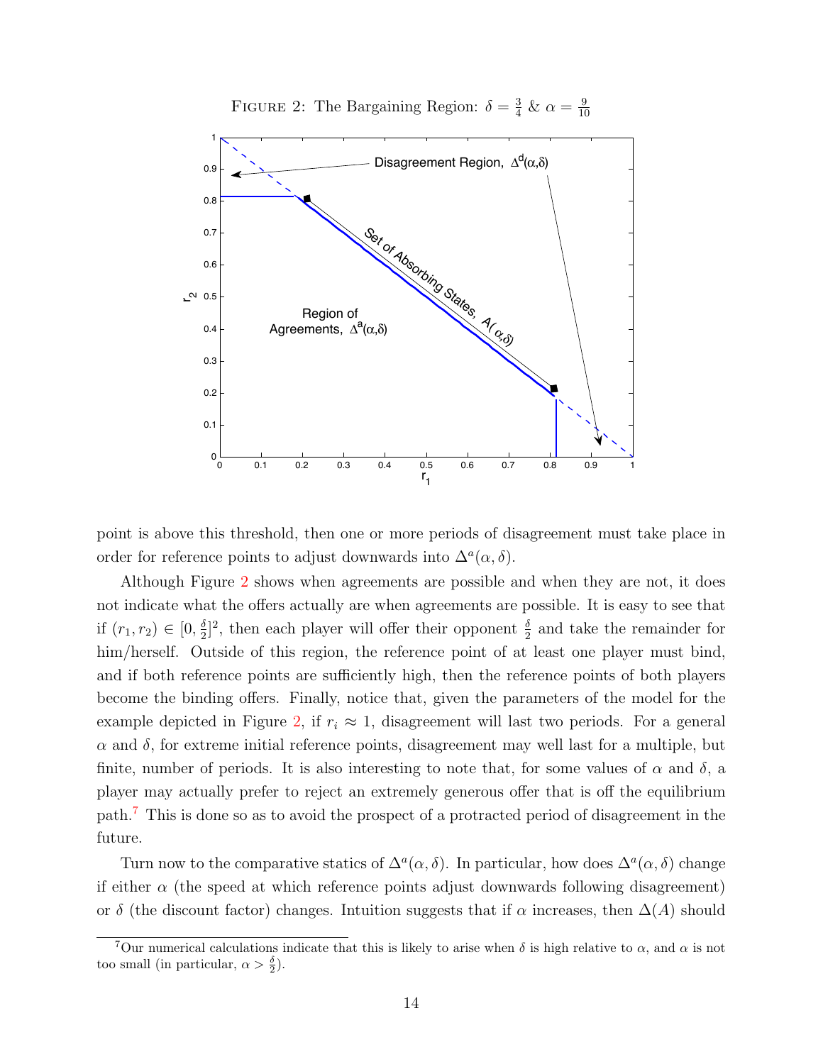FIGURE 2: The Bargaining Region: $\delta = \frac{3}{4}$ & $\alpha = \frac{9}{10}$

point is above this threshold, then one or more periods of disagreement must take place in order for reference points to adjust downwards into $\Delta^a(\alpha, \delta)$.

Although Figure 2 shows when agreements are possible and when they are not, it does not indicate what the offers actually are when agreements are possible. It is easy to see that if $(r_1, r_2) \in [0, \frac{\delta}{2}]^2$, then each player will offer their opponent $\frac{\delta}{2}$ and take the remainder for him/herself. Outside of this region, the reference point of at least one player must bind, and if both reference points are sufficiently high, then the reference points of both players become the binding offers. Finally, notice that, given the parameters of the model for the example depicted in Figure 2, if $r_i \approx 1$, disagreement will last two periods. For a general $\alpha$ and $\delta$, for extreme initial reference points, disagreement may well last for a multiple, but finite, number of periods. It is also interesting to note that, for some values of $\alpha$ and $\delta$, a player may actually prefer to reject an extremely generous offer that is off the equilibrium path.[7] This is done so as to avoid the prospect of a protracted period of disagreement in the future.

Turn now to the comparative statics of $\Delta^a(\alpha, \delta)$. In particular, how does $\Delta^a(\alpha, \delta)$ change if either $\alpha$ (the speed at which reference points adjust downwards following disagreement) or $\delta$ (the discount factor) changes. Intuition suggests that if $\alpha$ increases, then $\Delta(A)$ should

[7] Our numerical calculations indicate that this is likely to arise when $\delta$ is high relative to $\alpha$, and $\alpha$ is not too small (in particular, $\alpha > \frac{\delta}{2}$).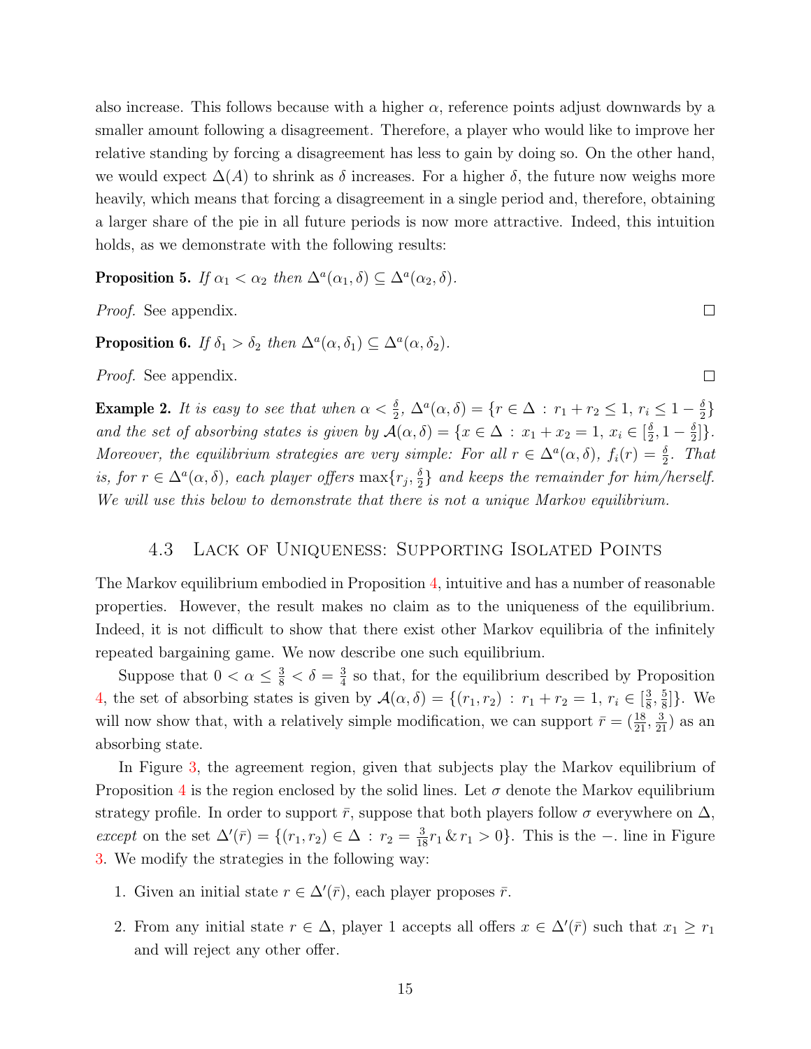also increase. This follows because with a higher $\alpha$, reference points adjust downwards by a smaller amount following a disagreement. Therefore, a player who would like to improve her relative standing by forcing a disagreement has less to gain by doing so. On the other hand, we would expect $\Delta(A)$ to shrink as $\delta$ increases. For a higher $\delta$, the future now weighs more heavily, which means that forcing a disagreement in a single period and, therefore, obtaining a larger share of the pie in all future periods is now more attractive. Indeed, this intuition holds, as we demonstrate with the following results:

**Proposition 5.** *If $\alpha_1 < \alpha_2$ then $\Delta^a(\alpha_1, \delta) \subseteq \Delta^a(\alpha_2, \delta)$.*

*Proof.* See appendix. □

**Proposition 6.** *If $\delta_1 > \delta_2$ then $\Delta^a(\alpha, \delta_1) \subseteq \Delta^a(\alpha, \delta_2)$.*

*Proof.* See appendix. □

**Example 2.** *It is easy to see that when $\alpha < \frac{\delta}{2}$, $\Delta^a(\alpha, \delta) = \{r \in \Delta : r_1 + r_2 \leq 1, r_i \leq 1 - \frac{\delta}{2}\}$ and the set of absorbing states is given by $\mathcal{A}(\alpha, \delta) = \{x \in \Delta : x_1 + x_2 = 1, x_i \in [\frac{\delta}{2}, 1 - \frac{\delta}{2}]\}$. Moreover, the equilibrium strategies are very simple: For all $r \in \Delta^a(\alpha, \delta)$, $f_i(r) = \frac{\delta}{2}$. That is, for $r \in \Delta^a(\alpha, \delta)$, each player offers $\max\{r_j, \frac{\delta}{2}\}$ and keeps the remainder for him/herself. We will use this below to demonstrate that there is not a unique Markov equilibrium.*

### 4.3 Lack of Uniqueness: Supporting Isolated Points

The Markov equilibrium embodied in Proposition 4, intuitive and has a number of reasonable properties. However, the result makes no claim as to the uniqueness of the equilibrium. Indeed, it is not difficult to show that there exist other Markov equilibria of the infinitely repeated bargaining game. We now describe one such equilibrium.

Suppose that $0 < \alpha \leq \frac{3}{8} < \delta = \frac{3}{4}$ so that, for the equilibrium described by Proposition 4, the set of absorbing states is given by $\mathcal{A}(\alpha, \delta) = \{(r_1, r_2) : r_1 + r_2 = 1, r_i \in [\frac{3}{8}, \frac{5}{8}]\}$. We will now show that, with a relatively simple modification, we can support $\bar{r} = (\frac{18}{21}, \frac{3}{21})$ as an absorbing state.

In Figure 3, the agreement region, given that subjects play the Markov equilibrium of Proposition 4 is the region enclosed by the solid lines. Let $\sigma$ denote the Markov equilibrium strategy profile. In order to support $\bar{r}$, suppose that both players follow $\sigma$ everywhere on $\Delta$, *except* on the set $\Delta'(\bar{r}) = \{(r_1, r_2) \in \Delta : r_2 = \frac{3}{18} r_1 \,\&\, r_1 > 0\}$. This is the $-.$ line in Figure 3. We modify the strategies in the following way:

1. Given an initial state $r \in \Delta'(\bar{r})$, each player proposes $\bar{r}$.
2. From any initial state $r \in \Delta$, player 1 accepts all offers $x \in \Delta'(\bar{r})$ such that $x_1 \geq r_1$ and will reject any other offer.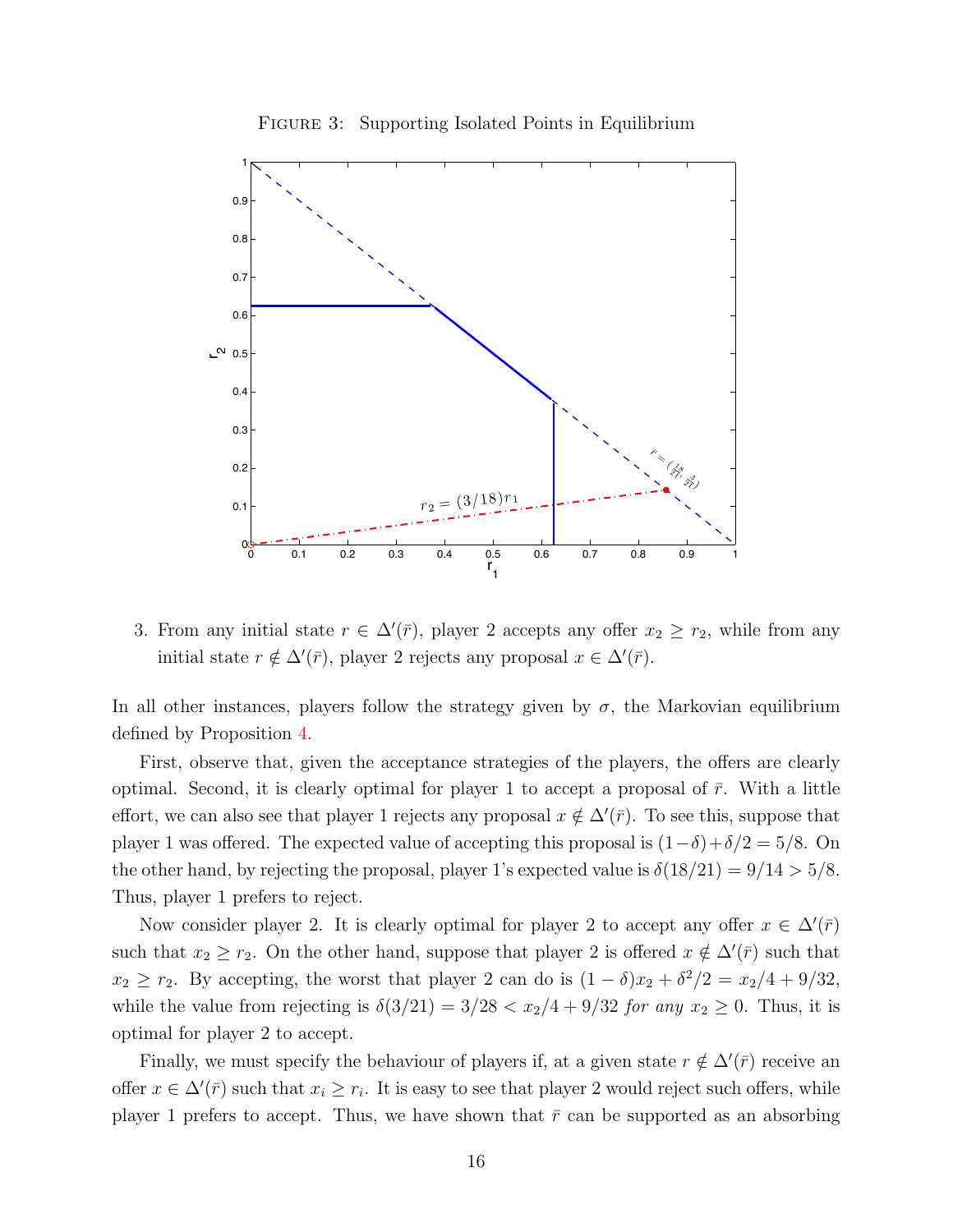FIGURE 3: Supporting Isolated Points in Equilibrium

3. From any initial state $r \in \Delta'(\bar{r})$, player 2 accepts any offer $x_2 \geq r_2$, while from any initial state $r \notin \Delta'(\bar{r})$, player 2 rejects any proposal $x \in \Delta'(\bar{r})$.

In all other instances, players follow the strategy given by $\sigma$, the Markovian equilibrium defined by Proposition 4.

First, observe that, given the acceptance strategies of the players, the offers are clearly optimal. Second, it is clearly optimal for player 1 to accept a proposal of $\bar{r}$. With a little effort, we can also see that player 1 rejects any proposal $x \notin \Delta'(\bar{r})$. To see this, suppose that player 1 was offered. The expected value of accepting this proposal is $(1-\delta)+\delta/2 = 5/8$. On the other hand, by rejecting the proposal, player 1's expected value is $\delta(18/21) = 9/14 > 5/8$. Thus, player 1 prefers to reject.

Now consider player 2. It is clearly optimal for player 2 to accept any offer $x \in \Delta'(\bar{r})$ such that $x_2 \geq r_2$. On the other hand, suppose that player 2 is offered $x \notin \Delta'(\bar{r})$ such that $x_2 \geq r_2$. By accepting, the worst that player 2 can do is $(1-\delta)x_2 + \delta^2/2 = x_2/4 + 9/32$, while the value from rejecting is $\delta(3/21) = 3/28 < x_2/4 + 9/32$ *for any* $x_2 \geq 0$. Thus, it is optimal for player 2 to accept.

Finally, we must specify the behaviour of players if, at a given state $r \notin \Delta'(\bar{r})$ receive an offer $x \in \Delta'(\bar{r})$ such that $x_i \geq r_i$. It is easy to see that player 2 would reject such offers, while player 1 prefers to accept. Thus, we have shown that $\bar{r}$ can be supported as an absorbing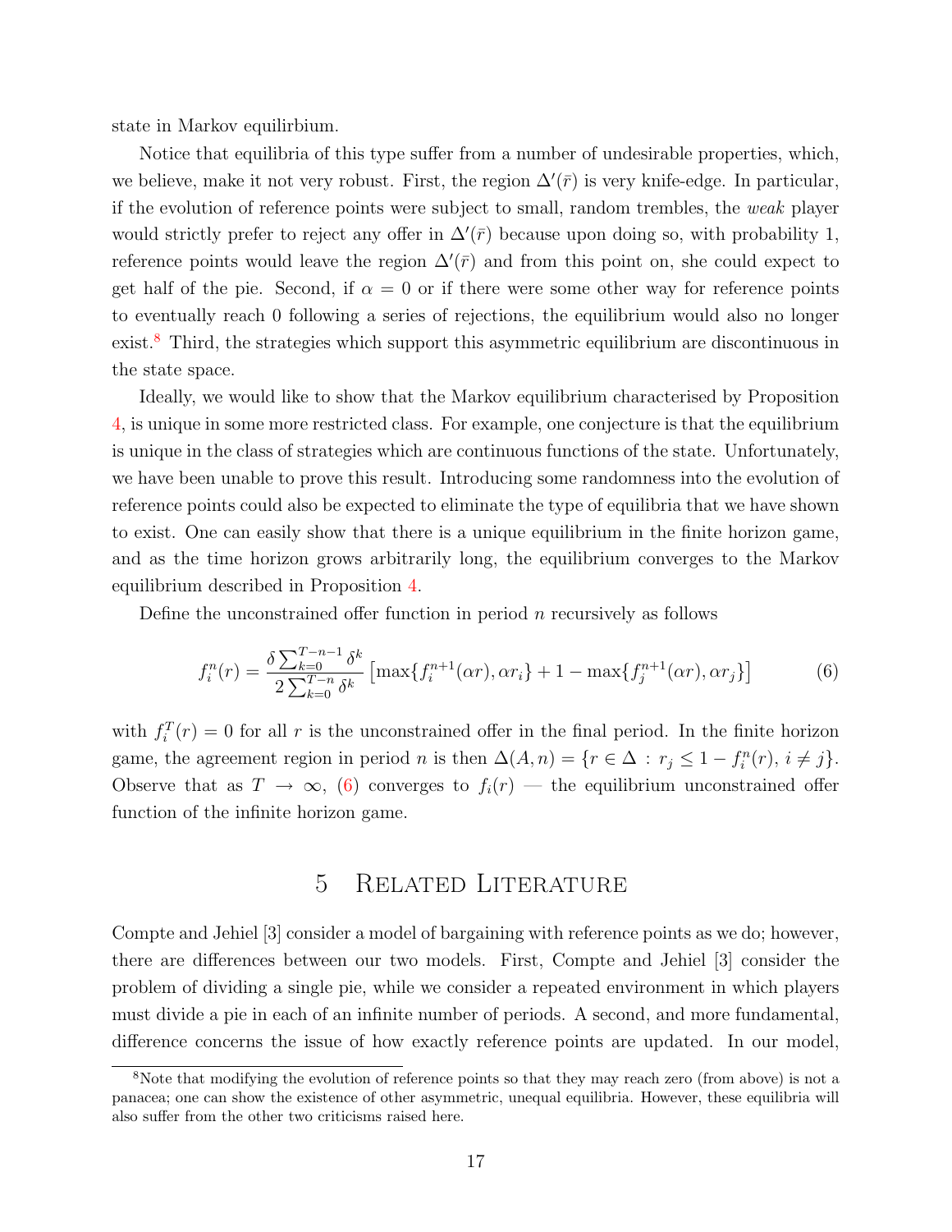state in Markov equilirbium.

Notice that equilibria of this type suffer from a number of undesirable properties, which, we believe, make it not very robust. First, the region $\Delta'(\bar{r})$ is very knife-edge. In particular, if the evolution of reference points were subject to small, random trembles, the *weak* player would strictly prefer to reject any offer in $\Delta'(\bar{r})$ because upon doing so, with probability 1, reference points would leave the region $\Delta'(\bar{r})$ and from this point on, she could expect to get half of the pie. Second, if $\alpha = 0$ or if there were some other way for reference points to eventually reach 0 following a series of rejections, the equilibrium would also no longer exist.[8] Third, the strategies which support this asymmetric equilibrium are discontinuous in the state space.

Ideally, we would like to show that the Markov equilibrium characterised by Proposition 4, is unique in some more restricted class. For example, one conjecture is that the equilibrium is unique in the class of strategies which are continuous functions of the state. Unfortunately, we have been unable to prove this result. Introducing some randomness into the evolution of reference points could also be expected to eliminate the type of equilibria that we have shown to exist. One can easily show that there is a unique equilibrium in the finite horizon game, and as the time horizon grows arbitrarily long, the equilibrium converges to the Markov equilibrium described in Proposition 4.

Define the unconstrained offer function in period $n$ recursively as follows

$$f_i^n(r) = \frac{\delta \sum_{k=0}^{T-n-1} \delta^k}{2 \sum_{k=0}^{T-n} \delta^k} \left[ \max\{f_i^{n+1}(\alpha r), \alpha r_i\} + 1 - \max\{f_j^{n+1}(\alpha r), \alpha r_j\} \right] \tag{6}$$

with $f_i^T(r) = 0$ for all $r$ is the unconstrained offer in the final period. In the finite horizon game, the agreement region in period $n$ is then $\Delta(A, n) = \{r \in \Delta \, : \, r_j \leq 1 - f_i^n(r), \, i \neq j\}$. Observe that as $T \to \infty$, (6) converges to $f_i(r)$ — the equilibrium unconstrained offer function of the infinite horizon game.

## 5 Related Literature

Compte and Jehiel [3] consider a model of bargaining with reference points as we do; however, there are differences between our two models. First, Compte and Jehiel [3] consider the problem of dividing a single pie, while we consider a repeated environment in which players must divide a pie in each of an infinite number of periods. A second, and more fundamental, difference concerns the issue of how exactly reference points are updated. In our model,

[8] Note that modifying the evolution of reference points so that they may reach zero (from above) is not a panacea; one can show the existence of other asymmetric, unequal equilibria. However, these equilibria will also suffer from the other two criticisms raised here.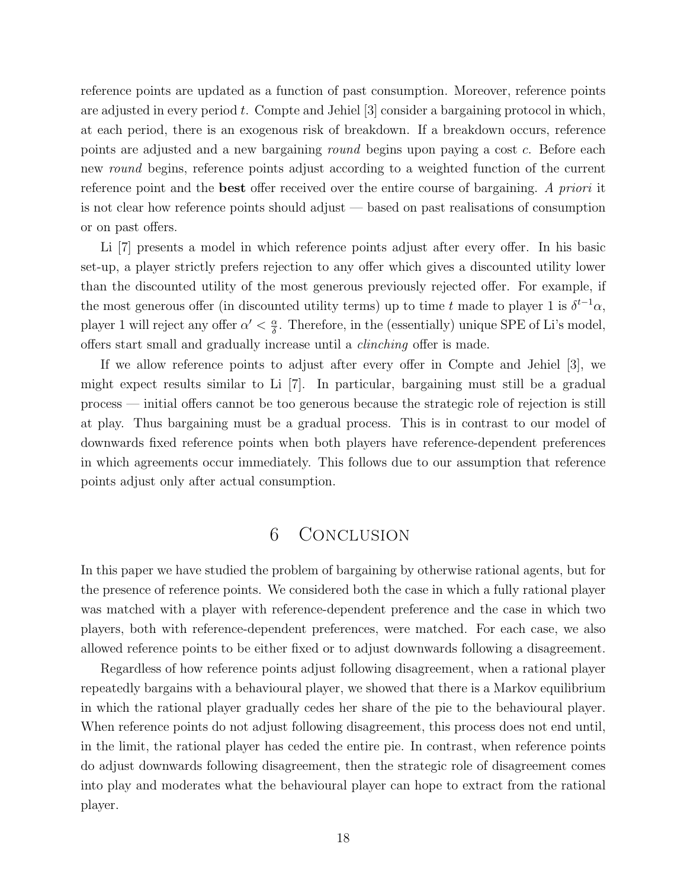reference points are updated as a function of past consumption. Moreover, reference points are adjusted in every period $t$. Compte and Jehiel [3] consider a bargaining protocol in which, at each period, there is an exogenous risk of breakdown. If a breakdown occurs, reference points are adjusted and a new bargaining *round* begins upon paying a cost $c$. Before each new *round* begins, reference points adjust according to a weighted function of the current reference point and the **best** offer received over the entire course of bargaining. *A priori* it is not clear how reference points should adjust — based on past realisations of consumption or on past offers.

Li [7] presents a model in which reference points adjust after every offer. In his basic set-up, a player strictly prefers rejection to any offer which gives a discounted utility lower than the discounted utility of the most generous previously rejected offer. For example, if the most generous offer (in discounted utility terms) up to time $t$ made to player 1 is $\delta^{t-1}\alpha$, player 1 will reject any offer $\alpha' < \frac{\alpha}{\delta}$. Therefore, in the (essentially) unique SPE of Li's model, offers start small and gradually increase until a *clinching* offer is made.

If we allow reference points to adjust after every offer in Compte and Jehiel [3], we might expect results similar to Li [7]. In particular, bargaining must still be a gradual process — initial offers cannot be too generous because the strategic role of rejection is still at play. Thus bargaining must be a gradual process. This is in contrast to our model of downwards fixed reference points when both players have reference-dependent preferences in which agreements occur immediately. This follows due to our assumption that reference points adjust only after actual consumption.

# 6 Conclusion

In this paper we have studied the problem of bargaining by otherwise rational agents, but for the presence of reference points. We considered both the case in which a fully rational player was matched with a player with reference-dependent preference and the case in which two players, both with reference-dependent preferences, were matched. For each case, we also allowed reference points to be either fixed or to adjust downwards following a disagreement.

Regardless of how reference points adjust following disagreement, when a rational player repeatedly bargains with a behavioural player, we showed that there is a Markov equilibrium in which the rational player gradually cedes her share of the pie to the behavioural player. When reference points do not adjust following disagreement, this process does not end until, in the limit, the rational player has ceded the entire pie. In contrast, when reference points do adjust downwards following disagreement, then the strategic role of disagreement comes into play and moderates what the behavioural player can hope to extract from the rational player.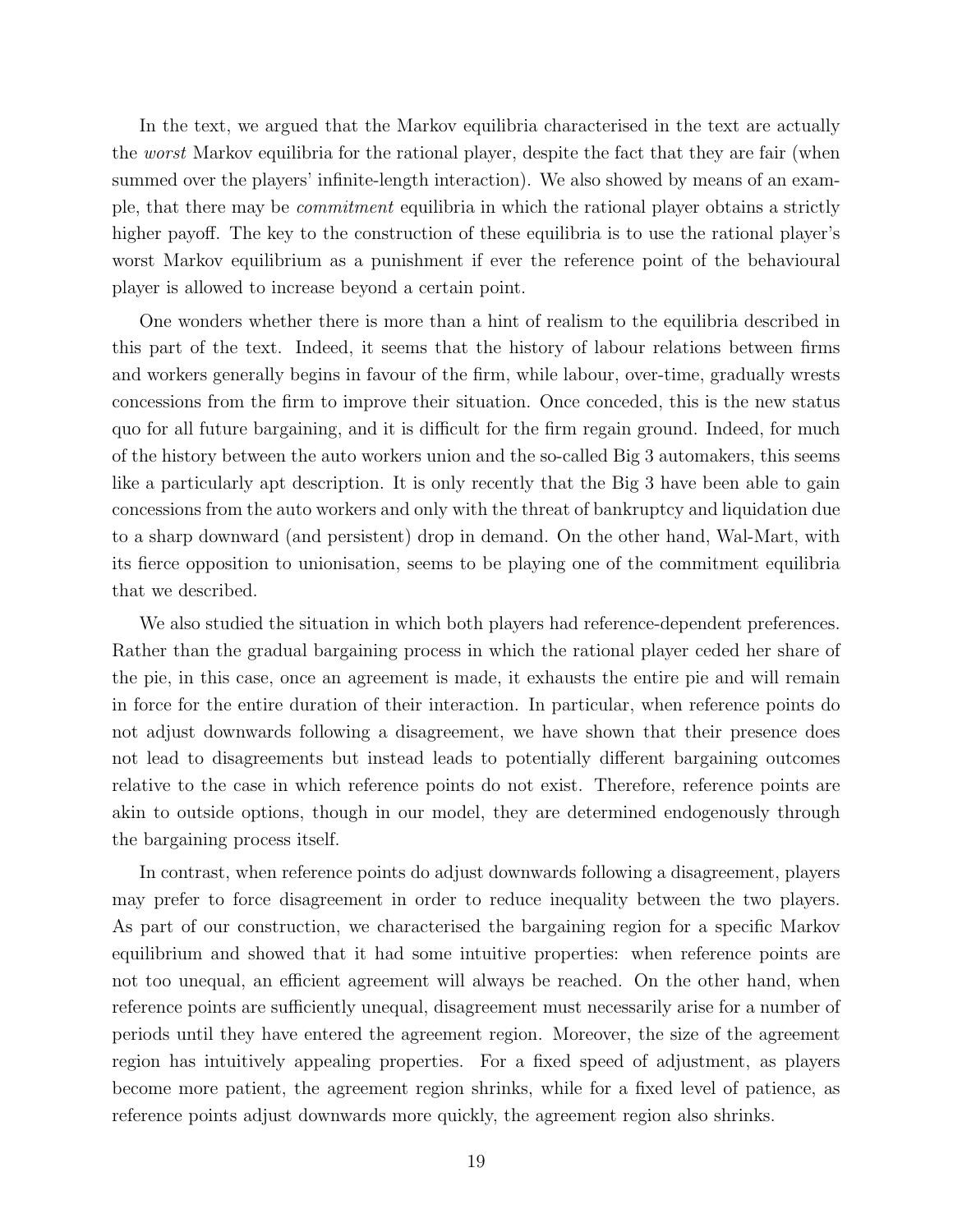In the text, we argued that the Markov equilibria characterised in the text are actually the *worst* Markov equilibria for the rational player, despite the fact that they are fair (when summed over the players' infinite-length interaction). We also showed by means of an example, that there may be *commitment* equilibria in which the rational player obtains a strictly higher payoff. The key to the construction of these equilibria is to use the rational player's worst Markov equilibrium as a punishment if ever the reference point of the behavioural player is allowed to increase beyond a certain point.

One wonders whether there is more than a hint of realism to the equilibria described in this part of the text. Indeed, it seems that the history of labour relations between firms and workers generally begins in favour of the firm, while labour, over-time, gradually wrests concessions from the firm to improve their situation. Once conceded, this is the new status quo for all future bargaining, and it is difficult for the firm regain ground. Indeed, for much of the history between the auto workers union and the so-called Big 3 automakers, this seems like a particularly apt description. It is only recently that the Big 3 have been able to gain concessions from the auto workers and only with the threat of bankruptcy and liquidation due to a sharp downward (and persistent) drop in demand. On the other hand, Wal-Mart, with its fierce opposition to unionisation, seems to be playing one of the commitment equilibria that we described.

We also studied the situation in which both players had reference-dependent preferences. Rather than the gradual bargaining process in which the rational player ceded her share of the pie, in this case, once an agreement is made, it exhausts the entire pie and will remain in force for the entire duration of their interaction. In particular, when reference points do not adjust downwards following a disagreement, we have shown that their presence does not lead to disagreements but instead leads to potentially different bargaining outcomes relative to the case in which reference points do not exist. Therefore, reference points are akin to outside options, though in our model, they are determined endogenously through the bargaining process itself.

In contrast, when reference points do adjust downwards following a disagreement, players may prefer to force disagreement in order to reduce inequality between the two players. As part of our construction, we characterised the bargaining region for a specific Markov equilibrium and showed that it had some intuitive properties: when reference points are not too unequal, an efficient agreement will always be reached. On the other hand, when reference points are sufficiently unequal, disagreement must necessarily arise for a number of periods until they have entered the agreement region. Moreover, the size of the agreement region has intuitively appealing properties. For a fixed speed of adjustment, as players become more patient, the agreement region shrinks, while for a fixed level of patience, as reference points adjust downwards more quickly, the agreement region also shrinks.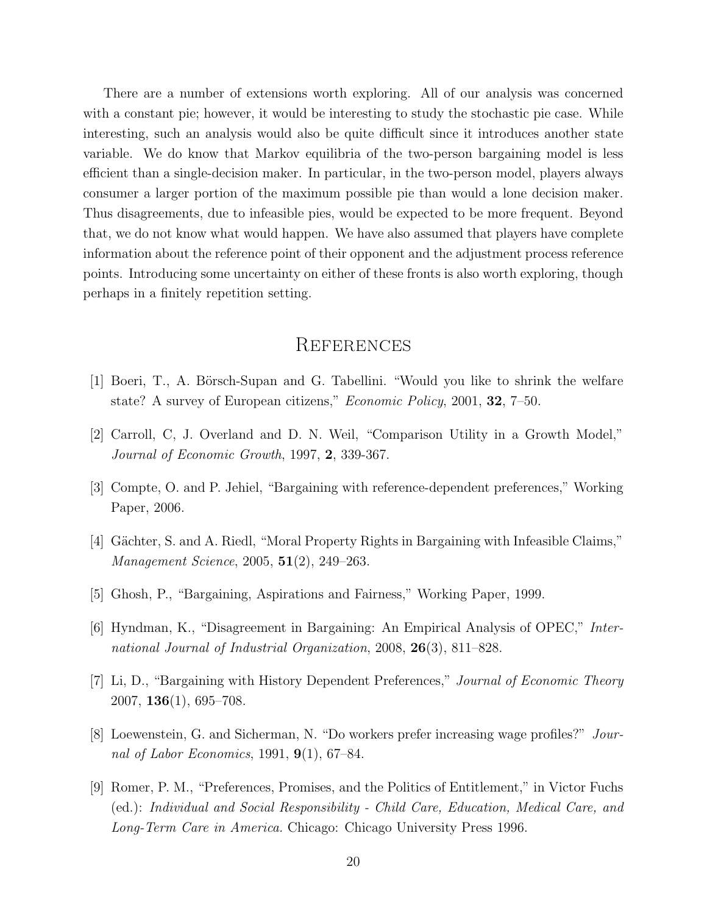There are a number of extensions worth exploring. All of our analysis was concerned with a constant pie; however, it would be interesting to study the stochastic pie case. While interesting, such an analysis would also be quite difficult since it introduces another state variable. We do know that Markov equilibria of the two-person bargaining model is less efficient than a single-decision maker. In particular, in the two-person model, players always consumer a larger portion of the maximum possible pie than would a lone decision maker. Thus disagreements, due to infeasible pies, would be expected to be more frequent. Beyond that, we do not know what would happen. We have also assumed that players have complete information about the reference point of their opponent and the adjustment process reference points. Introducing some uncertainty on either of these fronts is also worth exploring, though perhaps in a finitely repetition setting.

# References

[1] Boeri, T., A. Börsch-Supan and G. Tabellini. "Would you like to shrink the welfare state? A survey of European citizens," *Economic Policy*, 2001, **32**, 7–50.

[2] Carroll, C, J. Overland and D. N. Weil, "Comparison Utility in a Growth Model," *Journal of Economic Growth*, 1997, **2**, 339-367.

[3] Compte, O. and P. Jehiel, "Bargaining with reference-dependent preferences," Working Paper, 2006.

[4] Gächter, S. and A. Riedl, "Moral Property Rights in Bargaining with Infeasible Claims," *Management Science*, 2005, **51**(2), 249–263.

[5] Ghosh, P., "Bargaining, Aspirations and Fairness," Working Paper, 1999.

[6] Hyndman, K., "Disagreement in Bargaining: An Empirical Analysis of OPEC," *International Journal of Industrial Organization*, 2008, **26**(3), 811–828.

[7] Li, D., "Bargaining with History Dependent Preferences," *Journal of Economic Theory* 2007, **136**(1), 695–708.

[8] Loewenstein, G. and Sicherman, N. "Do workers prefer increasing wage profiles?" *Journal of Labor Economics*, 1991, **9**(1), 67–84.

[9] Romer, P. M., "Preferences, Promises, and the Politics of Entitlement," in Victor Fuchs (ed.): *Individual and Social Responsibility - Child Care, Education, Medical Care, and Long-Term Care in America.* Chicago: Chicago University Press 1996.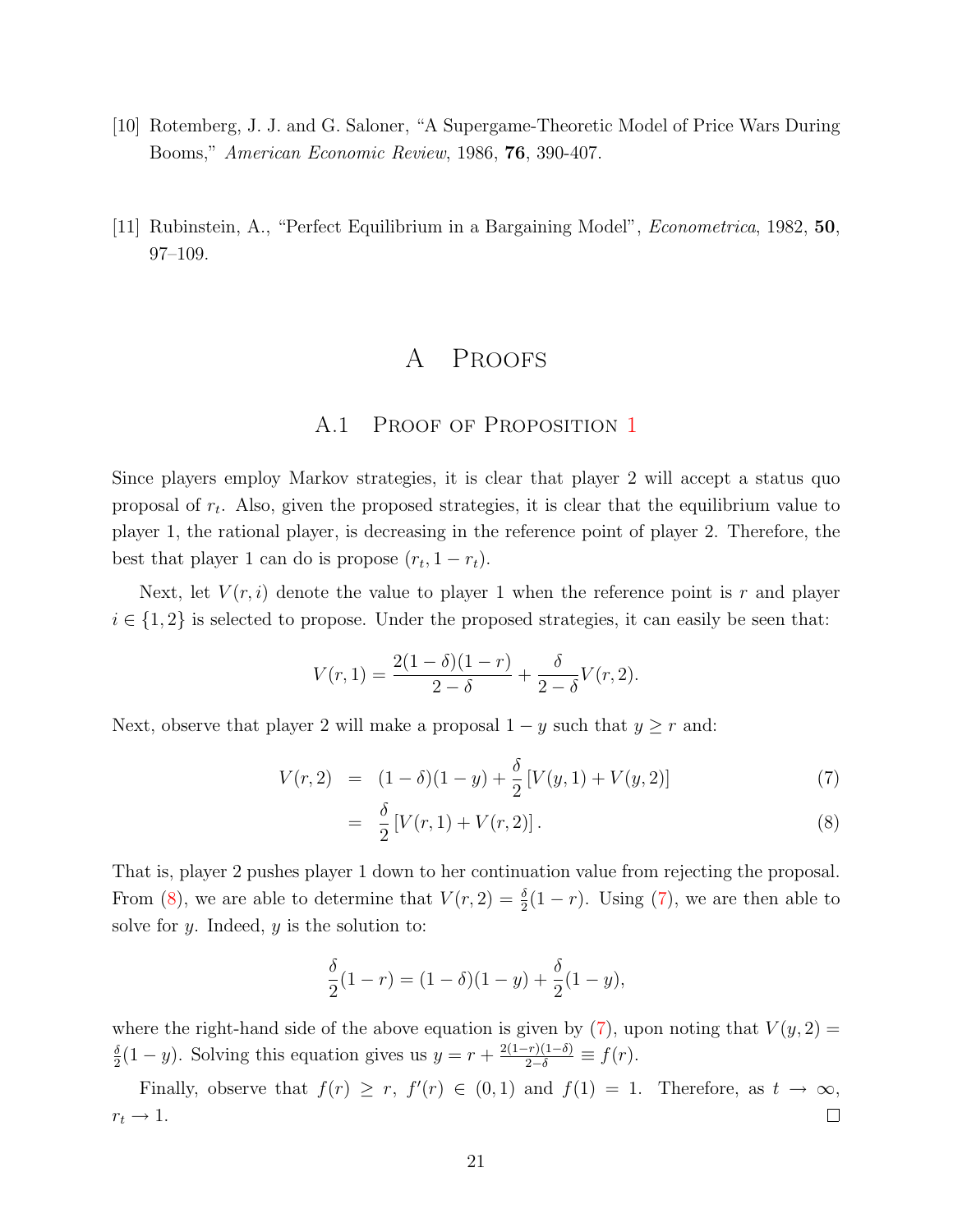[10] Rotemberg, J. J. and G. Saloner, "A Supergame-Theoretic Model of Price Wars During Booms," *American Economic Review*, 1986, **76**, 390-407.

[11] Rubinstein, A., "Perfect Equilibrium in a Bargaining Model", *Econometrica*, 1982, **50**, 97–109.

# A Proofs

## A.1 Proof of Proposition 1

Since players employ Markov strategies, it is clear that player 2 will accept a status quo proposal of $r_t$. Also, given the proposed strategies, it is clear that the equilibrium value to player 1, the rational player, is decreasing in the reference point of player 2. Therefore, the best that player 1 can do is propose $(r_t, 1 - r_t)$.

Next, let $V(r, i)$ denote the value to player 1 when the reference point is $r$ and player $i \in \{1, 2\}$ is selected to propose. Under the proposed strategies, it can easily be seen that:

$$V(r, 1) = \frac{2(1-\delta)(1-r)}{2-\delta} + \frac{\delta}{2-\delta} V(r, 2).$$

Next, observe that player 2 will make a proposal $1 - y$ such that $y \geq r$ and:

$$V(r, 2) = (1-\delta)(1-y) + \frac{\delta}{2}\left[V(y, 1) + V(y, 2)\right] \tag{7}$$

$$= \frac{\delta}{2}\left[V(r, 1) + V(r, 2)\right]. \tag{8}$$

That is, player 2 pushes player 1 down to her continuation value from rejecting the proposal. From (8), we are able to determine that $V(r, 2) = \frac{\delta}{2}(1 - r)$. Using (7), we are then able to solve for $y$. Indeed, $y$ is the solution to:

$$\frac{\delta}{2}(1-r) = (1-\delta)(1-y) + \frac{\delta}{2}(1-y),$$

where the right-hand side of the above equation is given by (7), upon noting that $V(y, 2) = \frac{\delta}{2}(1 - y)$. Solving this equation gives us $y = r + \frac{2(1-r)(1-\delta)}{2-\delta} \equiv f(r)$.

Finally, observe that $f(r) \geq r$, $f'(r) \in (0, 1)$ and $f(1) = 1$. Therefore, as $t \to \infty$, $r_t \to 1$. □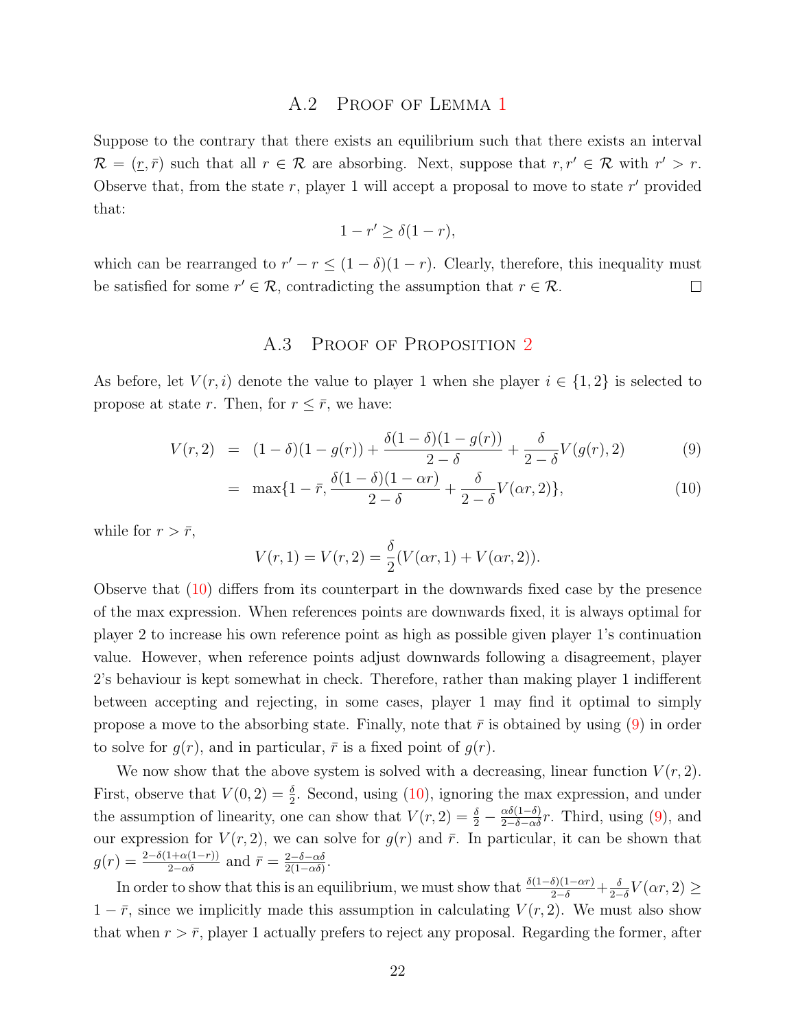## A.2 Proof of Lemma 1

Suppose to the contrary that there exists an equilibrium such that there exists an interval $\mathcal{R} = (\underline{r}, \bar{r})$ such that all $r \in \mathcal{R}$ are absorbing. Next, suppose that $r, r' \in \mathcal{R}$ with $r' > r$. Observe that, from the state $r$, player 1 will accept a proposal to move to state $r'$ provided that:

$$1 - r' \geq \delta(1 - r),$$

which can be rearranged to $r' - r \leq (1-\delta)(1-r)$. Clearly, therefore, this inequality must be satisfied for some $r' \in \mathcal{R}$, contradicting the assumption that $r \in \mathcal{R}$. □

## A.3 Proof of Proposition 2

As before, let $V(r, i)$ denote the value to player 1 when she player $i \in \{1, 2\}$ is selected to propose at state $r$. Then, for $r \leq \bar{r}$, we have:

$$V(r,2) = (1-\delta)(1-g(r)) + \frac{\delta(1-\delta)(1-g(r))}{2-\delta} + \frac{\delta}{2-\delta}V(g(r),2) \tag{9}$$

$$= \max\{1-\bar{r}, \frac{\delta(1-\delta)(1-\alpha r)}{2-\delta} + \frac{\delta}{2-\delta}V(\alpha r, 2)\}, \tag{10}$$

while for $r > \bar{r}$,

$$V(r,1) = V(r,2) = \frac{\delta}{2}(V(\alpha r, 1) + V(\alpha r, 2)).$$

Observe that (10) differs from its counterpart in the downwards fixed case by the presence of the max expression. When references points are downwards fixed, it is always optimal for player 2 to increase his own reference point as high as possible given player 1's continuation value. However, when reference points adjust downwards following a disagreement, player 2's behaviour is kept somewhat in check. Therefore, rather than making player 1 indifferent between accepting and rejecting, in some cases, player 1 may find it optimal to simply propose a move to the absorbing state. Finally, note that $\bar{r}$ is obtained by using (9) in order to solve for $g(r)$, and in particular, $\bar{r}$ is a fixed point of $g(r)$.

We now show that the above system is solved with a decreasing, linear function $V(r, 2)$. First, observe that $V(0, 2) = \frac{\delta}{2}$. Second, using (10), ignoring the max expression, and under the assumption of linearity, one can show that $V(r, 2) = \frac{\delta}{2} - \frac{\alpha\delta(1-\delta)}{2-\delta-\alpha\delta}r$. Third, using (9), and our expression for $V(r, 2)$, we can solve for $g(r)$ and $\bar{r}$. In particular, it can be shown that $g(r) = \frac{2-\delta(1+\alpha(1-r))}{2-\alpha\delta}$ and $\bar{r} = \frac{2-\delta-\alpha\delta}{2(1-\alpha\delta)}$.

In order to show that this is an equilibrium, we must show that $\frac{\delta(1-\delta)(1-\alpha r)}{2-\delta} + \frac{\delta}{2-\delta}V(\alpha r, 2) \geq 1 - \bar{r}$, since we implicitly made this assumption in calculating $V(r, 2)$. We must also show that when $r > \bar{r}$, player 1 actually prefers to reject any proposal. Regarding the former, after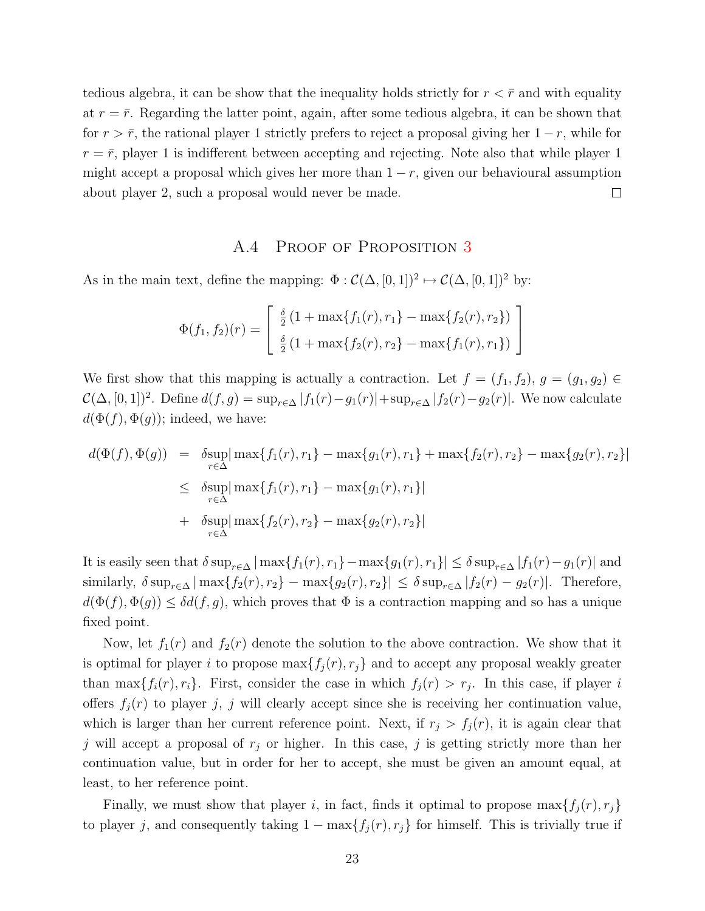tedious algebra, it can be show that the inequality holds strictly for $r < \bar{r}$ and with equality at $r = \bar{r}$. Regarding the latter point, again, after some tedious algebra, it can be shown that for $r > \bar{r}$, the rational player 1 strictly prefers to reject a proposal giving her $1 - r$, while for $r = \bar{r}$, player 1 is indifferent between accepting and rejecting. Note also that while player 1 might accept a proposal which gives her more than $1 - r$, given our behavioural assumption about player 2, such a proposal would never be made. $\square$

## A.4 Proof of Proposition 3

As in the main text, define the mapping: $\Phi : \mathcal{C}(\Delta, [0,1])^2 \mapsto \mathcal{C}(\Delta, [0,1])^2$ by:

$$\Phi(f_1, f_2)(r) = \begin{bmatrix} \frac{\delta}{2}\left(1 + \max\{f_1(r), r_1\} - \max\{f_2(r), r_2\}\right) \\ \frac{\delta}{2}\left(1 + \max\{f_2(r), r_2\} - \max\{f_1(r), r_1\}\right) \end{bmatrix}$$

We first show that this mapping is actually a contraction. Let $f = (f_1, f_2)$, $g = (g_1, g_2) \in \mathcal{C}(\Delta, [0,1])^2$. Define $d(f, g) = \sup_{r \in \Delta} |f_1(r) - g_1(r)| + \sup_{r \in \Delta} |f_2(r) - g_2(r)|$. We now calculate $d(\Phi(f), \Phi(g))$; indeed, we have:

$$\begin{aligned} d(\Phi(f), \Phi(g)) &= \delta \sup_{r \in \Delta} |\max\{f_1(r), r_1\} - \max\{g_1(r), r_1\} + \max\{f_2(r), r_2\} - \max\{g_2(r), r_2\}| \\ &\leq \delta \sup_{r \in \Delta} |\max\{f_1(r), r_1\} - \max\{g_1(r), r_1\}| \\ &+ \delta \sup_{r \in \Delta} |\max\{f_2(r), r_2\} - \max\{g_2(r), r_2\}| \end{aligned}$$

It is easily seen that $\delta \sup_{r \in \Delta} |\max\{f_1(r), r_1\} - \max\{g_1(r), r_1\}| \leq \delta \sup_{r \in \Delta} |f_1(r) - g_1(r)|$ and similarly, $\delta \sup_{r \in \Delta} |\max\{f_2(r), r_2\} - \max\{g_2(r), r_2\}| \leq \delta \sup_{r \in \Delta} |f_2(r) - g_2(r)|$. Therefore, $d(\Phi(f), \Phi(g)) \leq \delta d(f, g)$, which proves that $\Phi$ is a contraction mapping and so has a unique fixed point.

Now, let $f_1(r)$ and $f_2(r)$ denote the solution to the above contraction. We show that it is optimal for player $i$ to propose $\max\{f_j(r), r_j\}$ and to accept any proposal weakly greater than $\max\{f_i(r), r_i\}$. First, consider the case in which $f_j(r) > r_j$. In this case, if player $i$ offers $f_j(r)$ to player $j$, $j$ will clearly accept since she is receiving her continuation value, which is larger than her current reference point. Next, if $r_j > f_j(r)$, it is again clear that $j$ will accept a proposal of $r_j$ or higher. In this case, $j$ is getting strictly more than her continuation value, but in order for her to accept, she must be given an amount equal, at least, to her reference point.

Finally, we must show that player $i$, in fact, finds it optimal to propose $\max\{f_j(r), r_j\}$ to player $j$, and consequently taking $1 - \max\{f_j(r), r_j\}$ for himself. This is trivially true if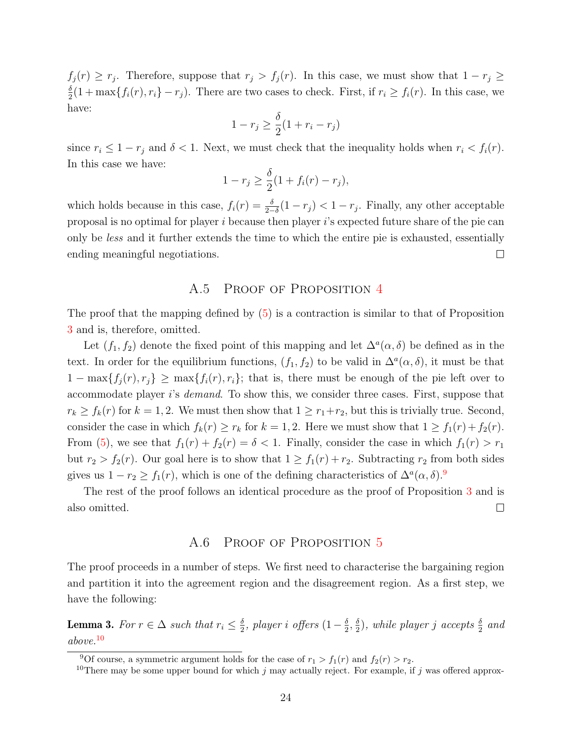$f_j(r) \geq r_j$. Therefore, suppose that $r_j > f_j(r)$. In this case, we must show that $1 - r_j \geq \frac{\delta}{2}(1 + \max\{f_i(r), r_i\} - r_j)$. There are two cases to check. First, if $r_i \geq f_i(r)$. In this case, we have:

$$1 - r_j \geq \frac{\delta}{2}(1 + r_i - r_j)$$

since $r_i \leq 1 - r_j$ and $\delta < 1$. Next, we must check that the inequality holds when $r_i < f_i(r)$. In this case we have:

$$1 - r_j \geq \frac{\delta}{2}(1 + f_i(r) - r_j),$$

which holds because in this case, $f_i(r) = \frac{\delta}{2-\delta}(1 - r_j) < 1 - r_j$. Finally, any other acceptable proposal is no optimal for player $i$ because then player $i$'s expected future share of the pie can only be *less* and it further extends the time to which the entire pie is exhausted, essentially ending meaningful negotiations. □

## A.5 Proof of Proposition 4

The proof that the mapping defined by (5) is a contraction is similar to that of Proposition 3 and is, therefore, omitted.

Let $(f_1, f_2)$ denote the fixed point of this mapping and let $\Delta^a(\alpha, \delta)$ be defined as in the text. In order for the equilibrium functions, $(f_1, f_2)$ to be valid in $\Delta^a(\alpha, \delta)$, it must be that $1 - \max\{f_j(r), r_j\} \geq \max\{f_i(r), r_i\}$; that is, there must be enough of the pie left over to accommodate player $i$'s *demand*. To show this, we consider three cases. First, suppose that $r_k \geq f_k(r)$ for $k = 1, 2$. We must then show that $1 \geq r_1 + r_2$, but this is trivially true. Second, consider the case in which $f_k(r) \geq r_k$ for $k = 1, 2$. Here we must show that $1 \geq f_1(r) + f_2(r)$. From (5), we see that $f_1(r) + f_2(r) = \delta < 1$. Finally, consider the case in which $f_1(r) > r_1$ but $r_2 > f_2(r)$. Our goal here is to show that $1 \geq f_1(r) + r_2$. Subtracting $r_2$ from both sides gives us $1 - r_2 \geq f_1(r)$, which is one of the defining characteristics of $\Delta^a(\alpha, \delta)$.[9]

The rest of the proof follows an identical procedure as the proof of Proposition 3 and is also omitted. □

## A.6 Proof of Proposition 5

The proof proceeds in a number of steps. We first need to characterise the bargaining region and partition it into the agreement region and the disagreement region. As a first step, we have the following:

**Lemma 3.** *For $r \in \Delta$ such that $r_i \leq \frac{\delta}{2}$, player $i$ offers $(1 - \frac{\delta}{2}, \frac{\delta}{2})$, while player $j$ accepts $\frac{\delta}{2}$ and above.*[10]

---

[9] Of course, a symmetric argument holds for the case of $r_1 > f_1(r)$ and $f_2(r) > r_2$.

[10] There may be some upper bound for which $j$ may actually reject. For example, if $j$ was offered approx-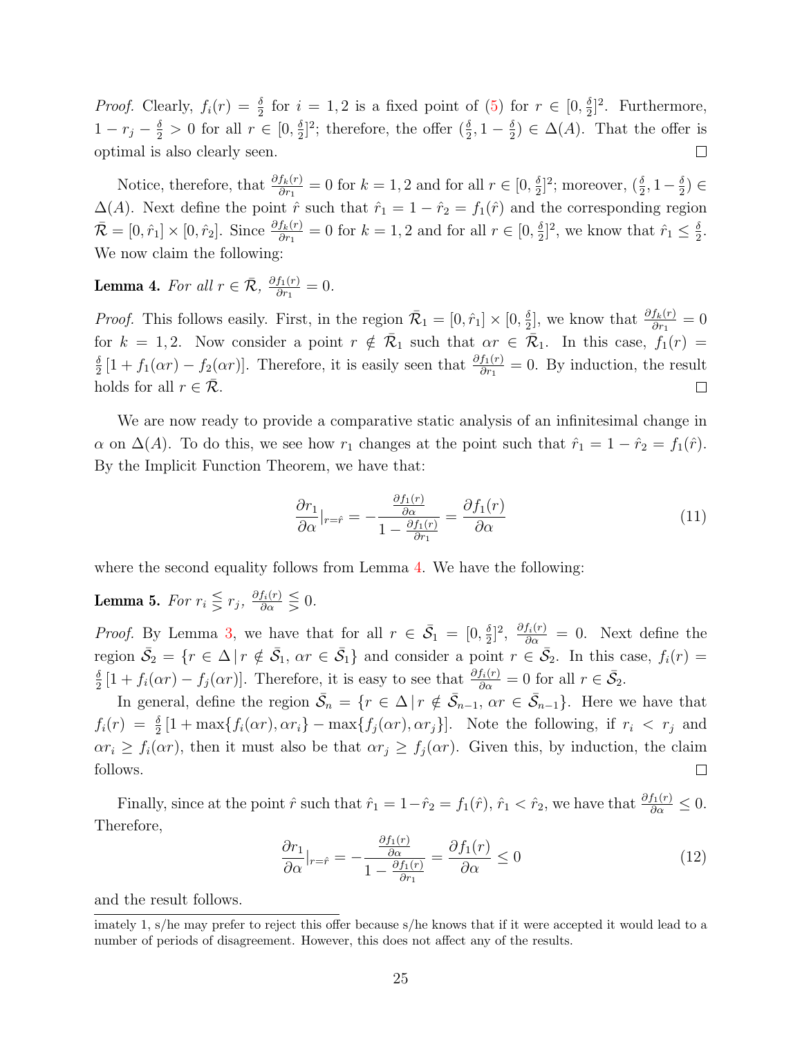*Proof.* Clearly, $f_i(r) = \frac{\delta}{2}$ for $i = 1, 2$ is a fixed point of (5) for $r \in [0, \frac{\delta}{2}]^2$. Furthermore, $1 - r_j - \frac{\delta}{2} > 0$ for all $r \in [0, \frac{\delta}{2}]^2$; therefore, the offer $(\frac{\delta}{2}, 1 - \frac{\delta}{2}) \in \Delta(A)$. That the offer is optimal is also clearly seen. □

Notice, therefore, that $\frac{\partial f_k(r)}{\partial r_1} = 0$ for $k = 1, 2$ and for all $r \in [0, \frac{\delta}{2}]^2$; moreover, $(\frac{\delta}{2}, 1 - \frac{\delta}{2}) \in \Delta(A)$. Next define the point $\hat{r}$ such that $\hat{r}_1 = 1 - \hat{r}_2 = f_1(\hat{r})$ and the corresponding region $\bar{\mathcal{R}} = [0, \hat{r}_1] \times [0, \hat{r}_2]$. Since $\frac{\partial f_k(r)}{\partial r_1} = 0$ for $k = 1, 2$ and for all $r \in [0, \frac{\delta}{2}]^2$, we know that $\hat{r}_1 \leq \frac{\delta}{2}$. We now claim the following:

**Lemma 4.** *For all $r \in \bar{\mathcal{R}}$, $\frac{\partial f_1(r)}{\partial r_1} = 0$.*

*Proof.* This follows easily. First, in the region $\bar{\mathcal{R}}_1 = [0, \hat{r}_1] \times [0, \frac{\delta}{2}]$, we know that $\frac{\partial f_k(r)}{\partial r_1} = 0$ for $k = 1, 2$. Now consider a point $r \notin \bar{\mathcal{R}}_1$ such that $\alpha r \in \bar{\mathcal{R}}_1$. In this case, $f_1(r) = \frac{\delta}{2}[1 + f_1(\alpha r) - f_2(\alpha r)]$. Therefore, it is easily seen that $\frac{\partial f_1(r)}{\partial r_1} = 0$. By induction, the result holds for all $r \in \bar{\mathcal{R}}$. □

We are now ready to provide a comparative static analysis of an infinitesimal change in $\alpha$ on $\Delta(A)$. To do this, we see how $r_1$ changes at the point such that $\hat{r}_1 = 1 - \hat{r}_2 = f_1(\hat{r})$. By the Implicit Function Theorem, we have that:

$$\frac{\partial r_1}{\partial \alpha}\Big|_{r=\hat{r}} = -\frac{\frac{\partial f_1(r)}{\partial \alpha}}{1 - \frac{\partial f_1(r)}{\partial r_1}} = \frac{\partial f_1(r)}{\partial \alpha} \tag{11}$$

where the second equality follows from Lemma 4. We have the following:

**Lemma 5.** *For $r_i \lesseqgtr r_j$, $\frac{\partial f_i(r)}{\partial \alpha} \lesseqgtr 0$.*

*Proof.* By Lemma 3, we have that for all $r \in \bar{\mathcal{S}}_1 = [0, \frac{\delta}{2}]^2$, $\frac{\partial f_i(r)}{\partial \alpha} = 0$. Next define the region $\bar{\mathcal{S}}_2 = \{r \in \Delta \,|\, r \notin \bar{\mathcal{S}}_1, \, \alpha r \in \bar{\mathcal{S}}_1\}$ and consider a point $r \in \bar{\mathcal{S}}_2$. In this case, $f_i(r) = \frac{\delta}{2}[1 + f_i(\alpha r) - f_j(\alpha r)]$. Therefore, it is easy to see that $\frac{\partial f_i(r)}{\partial \alpha} = 0$ for all $r \in \bar{\mathcal{S}}_2$.

In general, define the region $\bar{\mathcal{S}}_n = \{r \in \Delta \,|\, r \notin \bar{\mathcal{S}}_{n-1}, \, \alpha r \in \bar{\mathcal{S}}_{n-1}\}$. Here we have that $f_i(r) = \frac{\delta}{2}[1 + \max\{f_i(\alpha r), \alpha r_i\} - \max\{f_j(\alpha r), \alpha r_j\}]$. Note the following, if $r_i < r_j$ and $\alpha r_i \geq f_i(\alpha r)$, then it must also be that $\alpha r_j \geq f_j(\alpha r)$. Given this, by induction, the claim follows. □

Finally, since at the point $\hat{r}$ such that $\hat{r}_1 = 1 - \hat{r}_2 = f_1(\hat{r})$, $\hat{r}_1 < \hat{r}_2$, we have that $\frac{\partial f_1(r)}{\partial \alpha} \leq 0$. Therefore,

$$\frac{\partial r_1}{\partial \alpha}\Big|_{r=\hat{r}} = -\frac{\frac{\partial f_1(r)}{\partial \alpha}}{1 - \frac{\partial f_1(r)}{\partial r_1}} = \frac{\partial f_1(r)}{\partial \alpha} \leq 0 \tag{12}$$

and the result follows.

imately 1, s/he may prefer to reject this offer because s/he knows that if it were accepted it would lead to a number of periods of disagreement. However, this does not affect any of the results.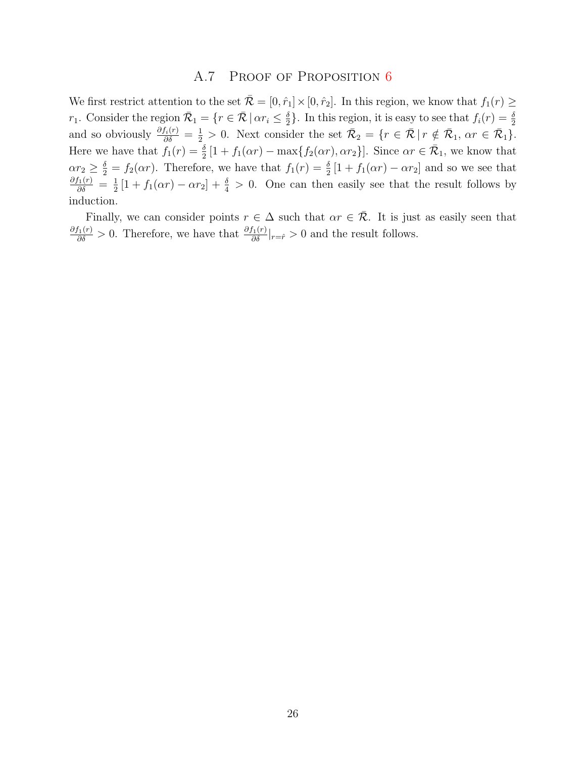## A.7 Proof of Proposition 6

We first restrict attention to the set $\bar{\mathcal{R}} = [0, \hat{r}_1] \times [0, \hat{r}_2]$. In this region, we know that $f_1(r) \geq r_1$. Consider the region $\bar{\mathcal{R}}_1 = \{r \in \bar{\mathcal{R}} \,|\, \alpha r_i \leq \frac{\delta}{2}\}$. In this region, it is easy to see that $f_i(r) = \frac{\delta}{2}$ and so obviously $\frac{\partial f_i(r)}{\partial \delta} = \frac{1}{2} > 0$. Next consider the set $\bar{\mathcal{R}}_2 = \{r \in \bar{\mathcal{R}} \,|\, r \notin \bar{\mathcal{R}}_1, \, \alpha r \in \bar{\mathcal{R}}_1\}$. Here we have that $f_1(r) = \frac{\delta}{2}\left[1 + f_1(\alpha r) - \max\{f_2(\alpha r), \alpha r_2\}\right]$. Since $\alpha r \in \bar{\mathcal{R}}_1$, we know that $\alpha r_2 \geq \frac{\delta}{2} = f_2(\alpha r)$. Therefore, we have that $f_1(r) = \frac{\delta}{2}\left[1 + f_1(\alpha r) - \alpha r_2\right]$ and so we see that $\frac{\partial f_1(r)}{\partial \delta} = \frac{1}{2}\left[1 + f_1(\alpha r) - \alpha r_2\right] + \frac{\delta}{4} > 0$. One can then easily see that the result follows by induction.

Finally, we can consider points $r \in \Delta$ such that $\alpha r \in \bar{\mathcal{R}}$. It is just as easily seen that $\frac{\partial f_1(r)}{\partial \delta} > 0$. Therefore, we have that $\frac{\partial f_1(r)}{\partial \delta}\big|_{r = \hat{r}} > 0$ and the result follows.